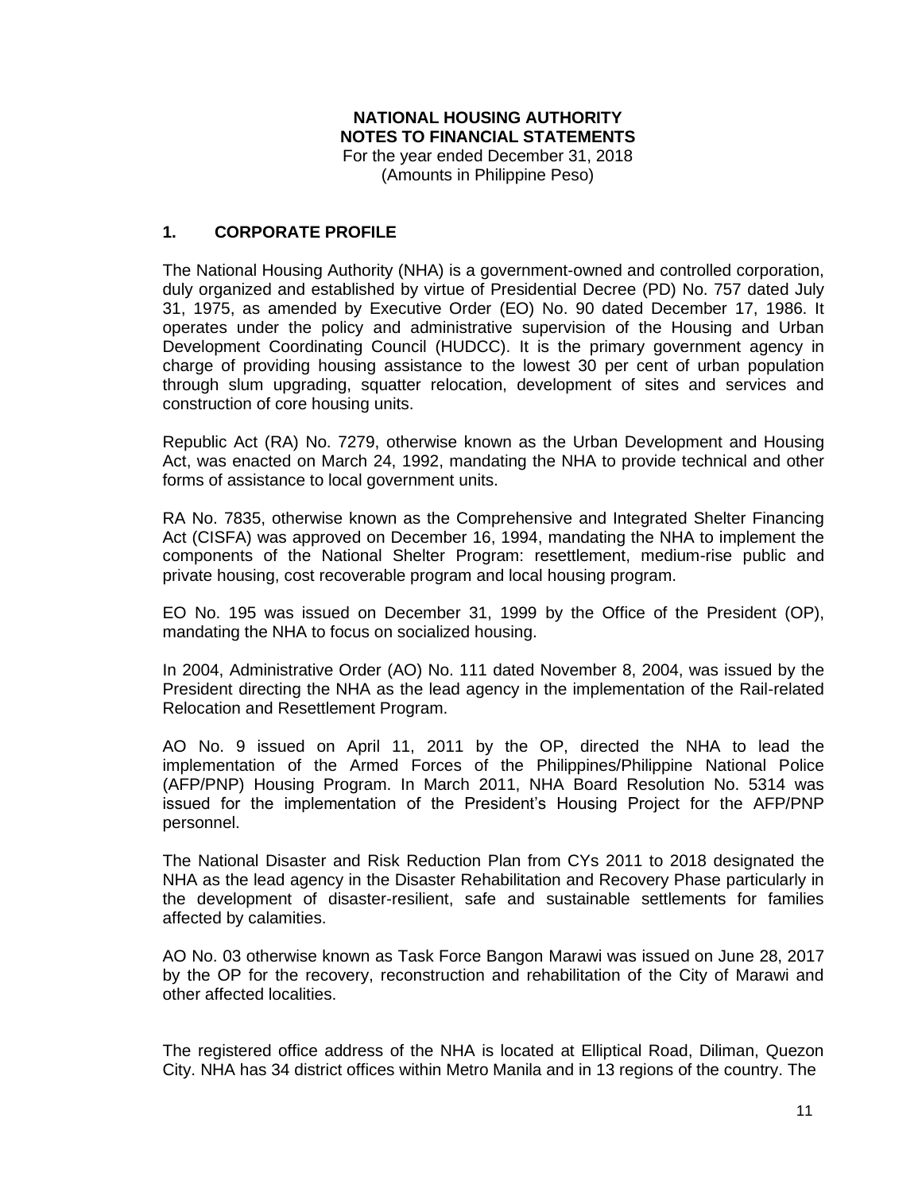**NATIONAL HOUSING AUTHORITY**
**NOTES TO FINANCIAL STATEMENTS**
For the year ended December 31, 2018
(Amounts in Philippine Peso)

## 1. CORPORATE PROFILE

The National Housing Authority (NHA) is a government-owned and controlled corporation, duly organized and established by virtue of Presidential Decree (PD) No. 757 dated July 31, 1975, as amended by Executive Order (EO) No. 90 dated December 17, 1986. It operates under the policy and administrative supervision of the Housing and Urban Development Coordinating Council (HUDCC). It is the primary government agency in charge of providing housing assistance to the lowest 30 per cent of urban population through slum upgrading, squatter relocation, development of sites and services and construction of core housing units.

Republic Act (RA) No. 7279, otherwise known as the Urban Development and Housing Act, was enacted on March 24, 1992, mandating the NHA to provide technical and other forms of assistance to local government units.

RA No. 7835, otherwise known as the Comprehensive and Integrated Shelter Financing Act (CISFA) was approved on December 16, 1994, mandating the NHA to implement the components of the National Shelter Program: resettlement, medium-rise public and private housing, cost recoverable program and local housing program.

EO No. 195 was issued on December 31, 1999 by the Office of the President (OP), mandating the NHA to focus on socialized housing.

In 2004, Administrative Order (AO) No. 111 dated November 8, 2004, was issued by the President directing the NHA as the lead agency in the implementation of the Rail-related Relocation and Resettlement Program.

AO No. 9 issued on April 11, 2011 by the OP, directed the NHA to lead the implementation of the Armed Forces of the Philippines/Philippine National Police (AFP/PNP) Housing Program. In March 2011, NHA Board Resolution No. 5314 was issued for the implementation of the President's Housing Project for the AFP/PNP personnel.

The National Disaster and Risk Reduction Plan from CYs 2011 to 2018 designated the NHA as the lead agency in the Disaster Rehabilitation and Recovery Phase particularly in the development of disaster-resilient, safe and sustainable settlements for families affected by calamities.

AO No. 03 otherwise known as Task Force Bangon Marawi was issued on June 28, 2017 by the OP for the recovery, reconstruction and rehabilitation of the City of Marawi and other affected localities.

The registered office address of the NHA is located at Elliptical Road, Diliman, Quezon City. NHA has 34 district offices within Metro Manila and in 13 regions of the country. The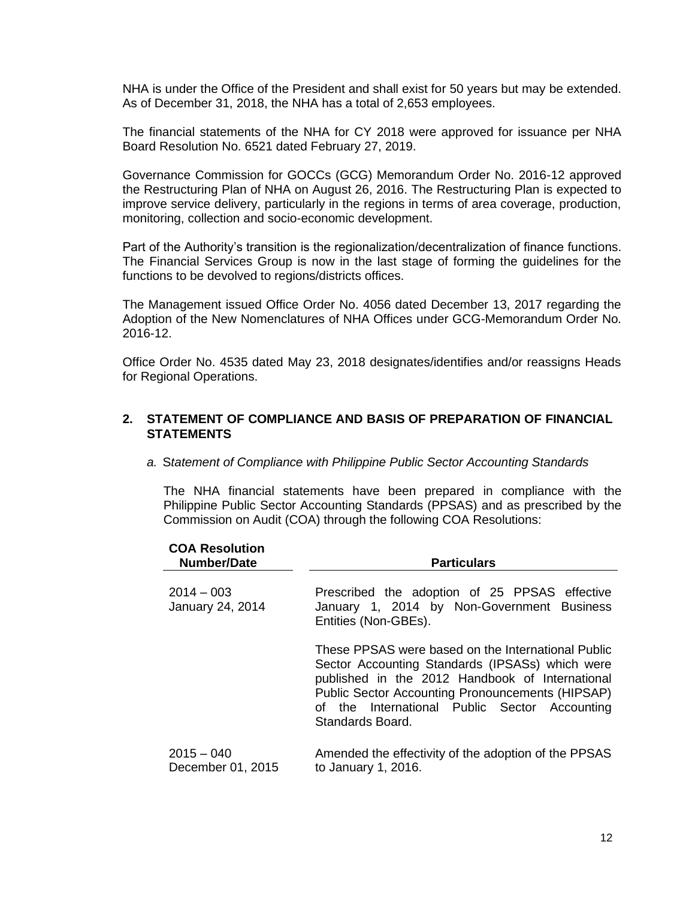NHA is under the Office of the President and shall exist for 50 years but may be extended. As of December 31, 2018, the NHA has a total of 2,653 employees.

The financial statements of the NHA for CY 2018 were approved for issuance per NHA Board Resolution No. 6521 dated February 27, 2019.

Governance Commission for GOCCs (GCG) Memorandum Order No. 2016-12 approved the Restructuring Plan of NHA on August 26, 2016. The Restructuring Plan is expected to improve service delivery, particularly in the regions in terms of area coverage, production, monitoring, collection and socio-economic development.

Part of the Authority's transition is the regionalization/decentralization of finance functions. The Financial Services Group is now in the last stage of forming the guidelines for the functions to be devolved to regions/districts offices.

The Management issued Office Order No. 4056 dated December 13, 2017 regarding the Adoption of the New Nomenclatures of NHA Offices under GCG-Memorandum Order No. 2016-12.

Office Order No. 4535 dated May 23, 2018 designates/identifies and/or reassigns Heads for Regional Operations.

## 2. STATEMENT OF COMPLIANCE AND BASIS OF PREPARATION OF FINANCIAL STATEMENTS

*a. Statement of Compliance with Philippine Public Sector Accounting Standards*

The NHA financial statements have been prepared in compliance with the Philippine Public Sector Accounting Standards (PPSAS) and as prescribed by the Commission on Audit (COA) through the following COA Resolutions:

| COA Resolution Number/Date | Particulars |
|---|---|
| 2014 – 003<br>January 24, 2014 | Prescribed the adoption of 25 PPSAS effective January 1, 2014 by Non-Government Business Entities (Non-GBEs).<br><br>These PPSAS were based on the International Public Sector Accounting Standards (IPSASs) which were published in the 2012 Handbook of International Public Sector Accounting Pronouncements (HIPSAP) of the International Public Sector Accounting Standards Board. |
| 2015 – 040<br>December 01, 2015 | Amended the effectivity of the adoption of the PPSAS to January 1, 2016. |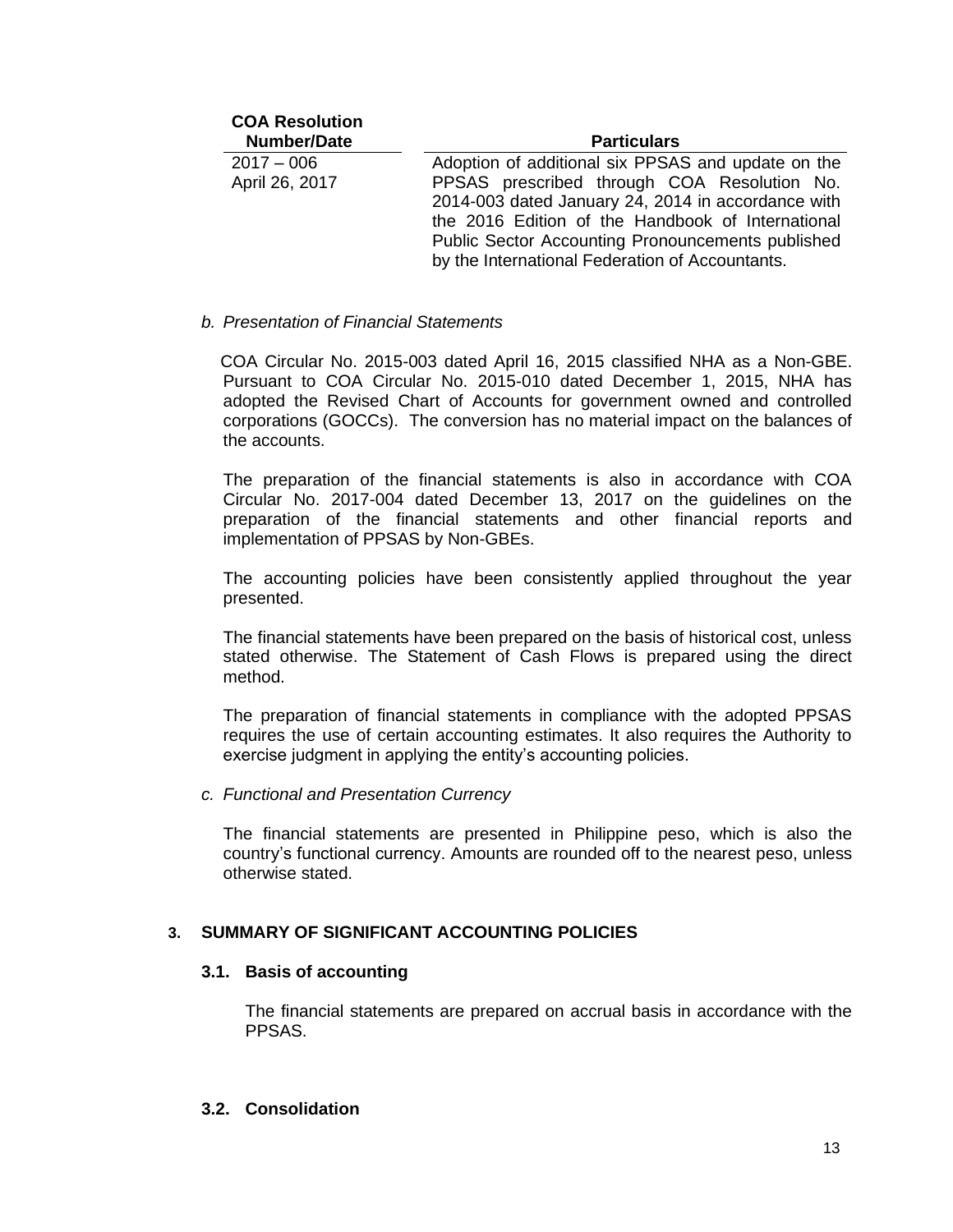| COA Resolution Number/Date | Particulars |
|---|---|
| 2017 – 006<br>April 26, 2017 | Adoption of additional six PPSAS and update on the PPSAS prescribed through COA Resolution No. 2014-003 dated January 24, 2014 in accordance with the 2016 Edition of the Handbook of International Public Sector Accounting Pronouncements published by the International Federation of Accountants. |

*b. Presentation of Financial Statements*

COA Circular No. 2015-003 dated April 16, 2015 classified NHA as a Non-GBE. Pursuant to COA Circular No. 2015-010 dated December 1, 2015, NHA has adopted the Revised Chart of Accounts for government owned and controlled corporations (GOCCs). The conversion has no material impact on the balances of the accounts.

The preparation of the financial statements is also in accordance with COA Circular No. 2017-004 dated December 13, 2017 on the guidelines on the preparation of the financial statements and other financial reports and implementation of PPSAS by Non-GBEs.

The accounting policies have been consistently applied throughout the year presented.

The financial statements have been prepared on the basis of historical cost, unless stated otherwise. The Statement of Cash Flows is prepared using the direct method.

The preparation of financial statements in compliance with the adopted PPSAS requires the use of certain accounting estimates. It also requires the Authority to exercise judgment in applying the entity's accounting policies.

*c. Functional and Presentation Currency*

The financial statements are presented in Philippine peso, which is also the country's functional currency. Amounts are rounded off to the nearest peso, unless otherwise stated.

## 3. SUMMARY OF SIGNIFICANT ACCOUNTING POLICIES

### 3.1. Basis of accounting

The financial statements are prepared on accrual basis in accordance with the PPSAS.

### 3.2. Consolidation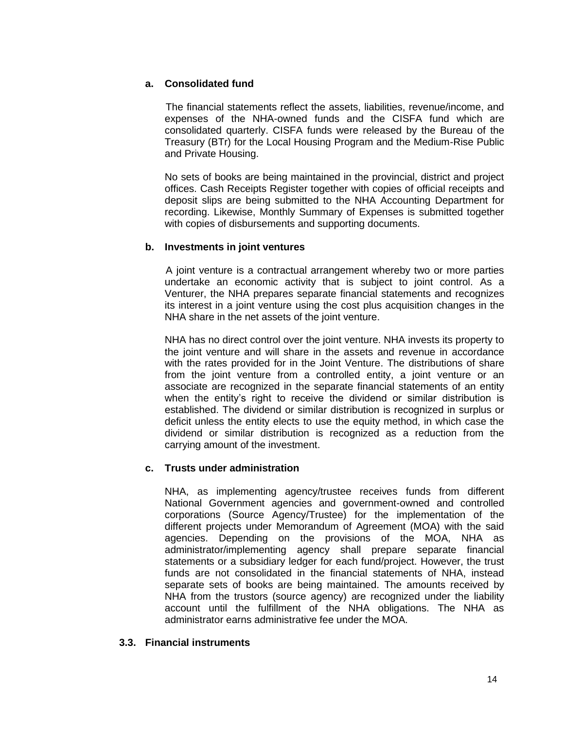**a. Consolidated fund**

The financial statements reflect the assets, liabilities, revenue/income, and expenses of the NHA-owned funds and the CISFA fund which are consolidated quarterly. CISFA funds were released by the Bureau of the Treasury (BTr) for the Local Housing Program and the Medium-Rise Public and Private Housing.

No sets of books are being maintained in the provincial, district and project offices. Cash Receipts Register together with copies of official receipts and deposit slips are being submitted to the NHA Accounting Department for recording. Likewise, Monthly Summary of Expenses is submitted together with copies of disbursements and supporting documents.

**b. Investments in joint ventures**

A joint venture is a contractual arrangement whereby two or more parties undertake an economic activity that is subject to joint control. As a Venturer, the NHA prepares separate financial statements and recognizes its interest in a joint venture using the cost plus acquisition changes in the NHA share in the net assets of the joint venture.

NHA has no direct control over the joint venture. NHA invests its property to the joint venture and will share in the assets and revenue in accordance with the rates provided for in the Joint Venture. The distributions of share from the joint venture from a controlled entity, a joint venture or an associate are recognized in the separate financial statements of an entity when the entity's right to receive the dividend or similar distribution is established. The dividend or similar distribution is recognized in surplus or deficit unless the entity elects to use the equity method, in which case the dividend or similar distribution is recognized as a reduction from the carrying amount of the investment.

**c. Trusts under administration**

NHA, as implementing agency/trustee receives funds from different National Government agencies and government-owned and controlled corporations (Source Agency/Trustee) for the implementation of the different projects under Memorandum of Agreement (MOA) with the said agencies. Depending on the provisions of the MOA, NHA as administrator/implementing agency shall prepare separate financial statements or a subsidiary ledger for each fund/project. However, the trust funds are not consolidated in the financial statements of NHA, instead separate sets of books are being maintained. The amounts received by NHA from the trustors (source agency) are recognized under the liability account until the fulfillment of the NHA obligations. The NHA as administrator earns administrative fee under the MOA.

**3.3. Financial instruments**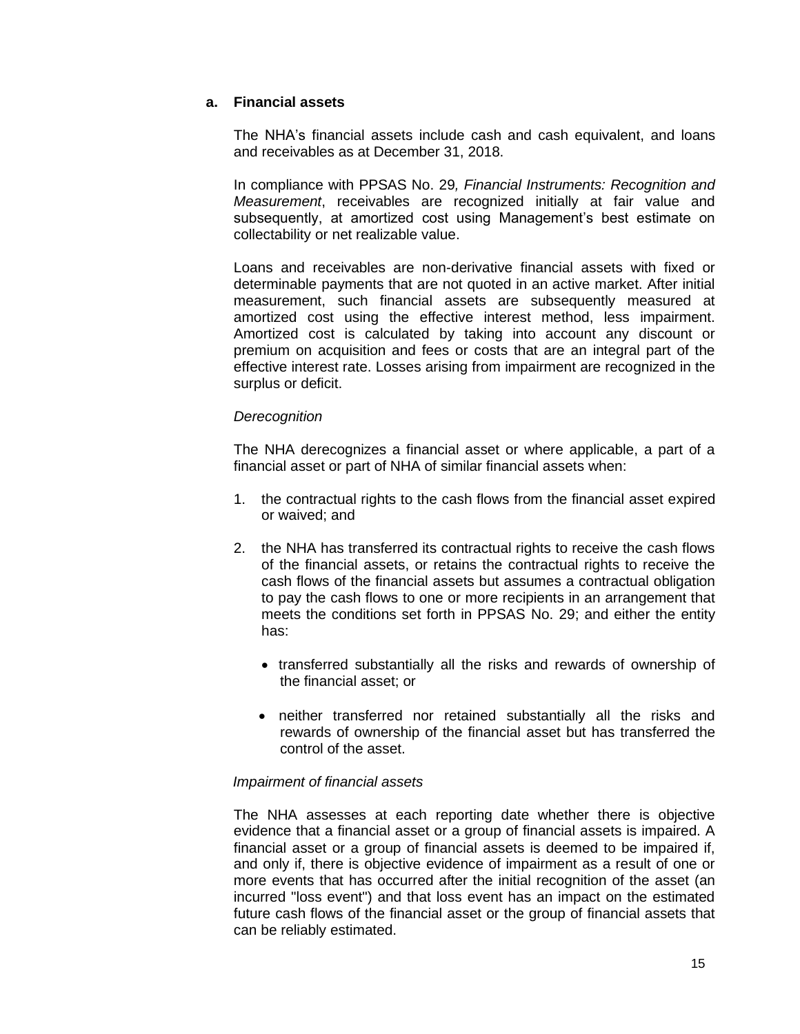### a. Financial assets

The NHA's financial assets include cash and cash equivalent, and loans and receivables as at December 31, 2018.

In compliance with PPSAS No. 29*, Financial Instruments: Recognition and Measurement*, receivables are recognized initially at fair value and subsequently, at amortized cost using Management's best estimate on collectability or net realizable value.

Loans and receivables are non-derivative financial assets with fixed or determinable payments that are not quoted in an active market. After initial measurement, such financial assets are subsequently measured at amortized cost using the effective interest method, less impairment. Amortized cost is calculated by taking into account any discount or premium on acquisition and fees or costs that are an integral part of the effective interest rate. Losses arising from impairment are recognized in the surplus or deficit.

*Derecognition*

The NHA derecognizes a financial asset or where applicable, a part of a financial asset or part of NHA of similar financial assets when:

1. the contractual rights to the cash flows from the financial asset expired or waived; and

2. the NHA has transferred its contractual rights to receive the cash flows of the financial assets, or retains the contractual rights to receive the cash flows of the financial assets but assumes a contractual obligation to pay the cash flows to one or more recipients in an arrangement that meets the conditions set forth in PPSAS No. 29; and either the entity has:

   - transferred substantially all the risks and rewards of ownership of the financial asset; or

   - neither transferred nor retained substantially all the risks and rewards of ownership of the financial asset but has transferred the control of the asset.

*Impairment of financial assets*

The NHA assesses at each reporting date whether there is objective evidence that a financial asset or a group of financial assets is impaired. A financial asset or a group of financial assets is deemed to be impaired if, and only if, there is objective evidence of impairment as a result of one or more events that has occurred after the initial recognition of the asset (an incurred "loss event") and that loss event has an impact on the estimated future cash flows of the financial asset or the group of financial assets that can be reliably estimated.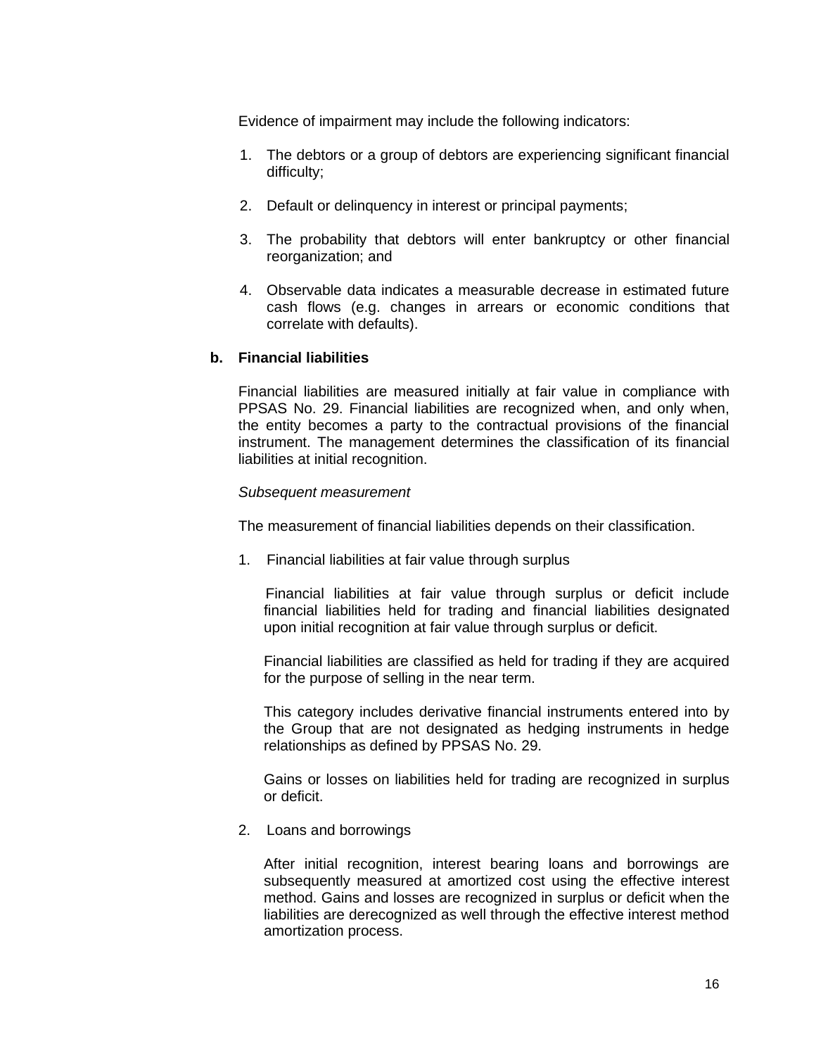Evidence of impairment may include the following indicators:

1. The debtors or a group of debtors are experiencing significant financial difficulty;

2. Default or delinquency in interest or principal payments;

3. The probability that debtors will enter bankruptcy or other financial reorganization; and

4. Observable data indicates a measurable decrease in estimated future cash flows (e.g. changes in arrears or economic conditions that correlate with defaults).

**b. Financial liabilities**

Financial liabilities are measured initially at fair value in compliance with PPSAS No. 29. Financial liabilities are recognized when, and only when, the entity becomes a party to the contractual provisions of the financial instrument. The management determines the classification of its financial liabilities at initial recognition.

*Subsequent measurement*

The measurement of financial liabilities depends on their classification.

1. Financial liabilities at fair value through surplus

   Financial liabilities at fair value through surplus or deficit include financial liabilities held for trading and financial liabilities designated upon initial recognition at fair value through surplus or deficit.

   Financial liabilities are classified as held for trading if they are acquired for the purpose of selling in the near term.

   This category includes derivative financial instruments entered into by the Group that are not designated as hedging instruments in hedge relationships as defined by PPSAS No. 29.

   Gains or losses on liabilities held for trading are recognized in surplus or deficit.

2. Loans and borrowings

   After initial recognition, interest bearing loans and borrowings are subsequently measured at amortized cost using the effective interest method. Gains and losses are recognized in surplus or deficit when the liabilities are derecognized as well through the effective interest method amortization process.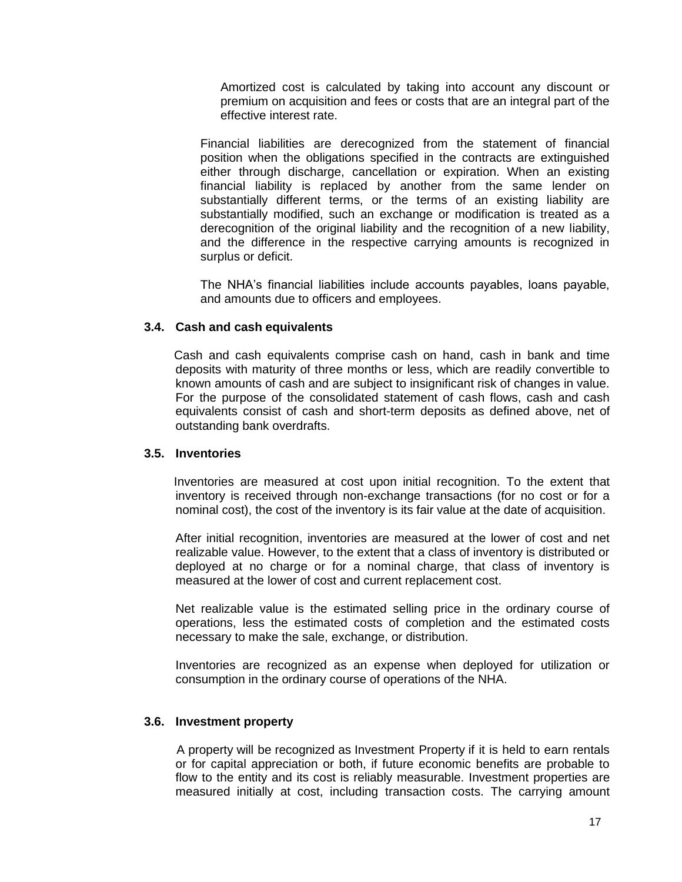Amortized cost is calculated by taking into account any discount or premium on acquisition and fees or costs that are an integral part of the effective interest rate.

Financial liabilities are derecognized from the statement of financial position when the obligations specified in the contracts are extinguished either through discharge, cancellation or expiration. When an existing financial liability is replaced by another from the same lender on substantially different terms, or the terms of an existing liability are substantially modified, such an exchange or modification is treated as a derecognition of the original liability and the recognition of a new liability, and the difference in the respective carrying amounts is recognized in surplus or deficit.

The NHA's financial liabilities include accounts payables, loans payable, and amounts due to officers and employees.

### 3.4. Cash and cash equivalents

Cash and cash equivalents comprise cash on hand, cash in bank and time deposits with maturity of three months or less, which are readily convertible to known amounts of cash and are subject to insignificant risk of changes in value. For the purpose of the consolidated statement of cash flows, cash and cash equivalents consist of cash and short-term deposits as defined above, net of outstanding bank overdrafts.

### 3.5. Inventories

Inventories are measured at cost upon initial recognition. To the extent that inventory is received through non-exchange transactions (for no cost or for a nominal cost), the cost of the inventory is its fair value at the date of acquisition.

After initial recognition, inventories are measured at the lower of cost and net realizable value. However, to the extent that a class of inventory is distributed or deployed at no charge or for a nominal charge, that class of inventory is measured at the lower of cost and current replacement cost.

Net realizable value is the estimated selling price in the ordinary course of operations, less the estimated costs of completion and the estimated costs necessary to make the sale, exchange, or distribution.

Inventories are recognized as an expense when deployed for utilization or consumption in the ordinary course of operations of the NHA.

### 3.6. Investment property

A property will be recognized as Investment Property if it is held to earn rentals or for capital appreciation or both, if future economic benefits are probable to flow to the entity and its cost is reliably measurable. Investment properties are measured initially at cost, including transaction costs. The carrying amount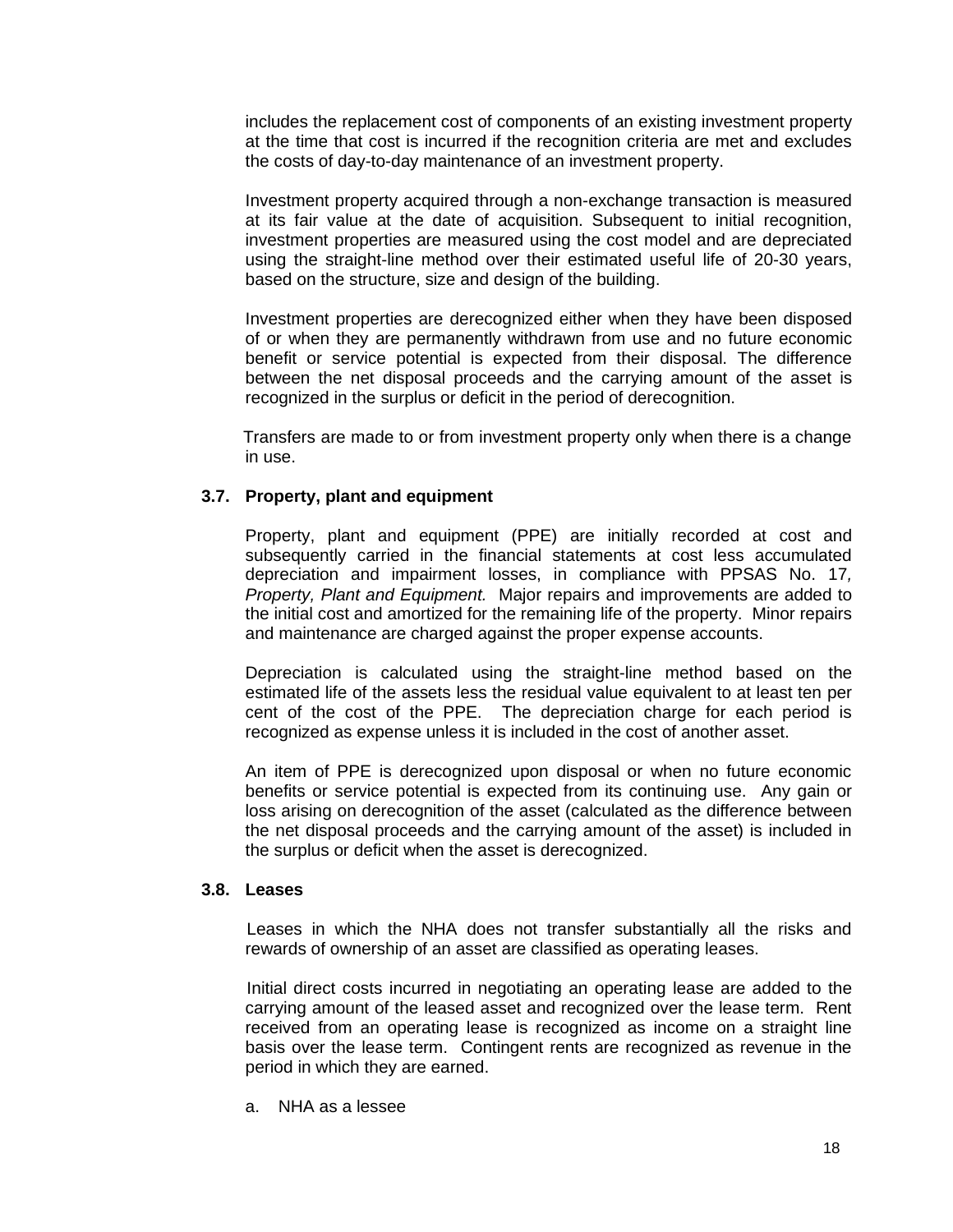includes the replacement cost of components of an existing investment property at the time that cost is incurred if the recognition criteria are met and excludes the costs of day-to-day maintenance of an investment property.

Investment property acquired through a non-exchange transaction is measured at its fair value at the date of acquisition. Subsequent to initial recognition, investment properties are measured using the cost model and are depreciated using the straight-line method over their estimated useful life of 20-30 years, based on the structure, size and design of the building.

Investment properties are derecognized either when they have been disposed of or when they are permanently withdrawn from use and no future economic benefit or service potential is expected from their disposal. The difference between the net disposal proceeds and the carrying amount of the asset is recognized in the surplus or deficit in the period of derecognition.

Transfers are made to or from investment property only when there is a change in use.

### 3.7. Property, plant and equipment

Property, plant and equipment (PPE) are initially recorded at cost and subsequently carried in the financial statements at cost less accumulated depreciation and impairment losses, in compliance with PPSAS No. 17*, Property, Plant and Equipment.* Major repairs and improvements are added to the initial cost and amortized for the remaining life of the property. Minor repairs and maintenance are charged against the proper expense accounts.

Depreciation is calculated using the straight-line method based on the estimated life of the assets less the residual value equivalent to at least ten per cent of the cost of the PPE. The depreciation charge for each period is recognized as expense unless it is included in the cost of another asset.

An item of PPE is derecognized upon disposal or when no future economic benefits or service potential is expected from its continuing use. Any gain or loss arising on derecognition of the asset (calculated as the difference between the net disposal proceeds and the carrying amount of the asset) is included in the surplus or deficit when the asset is derecognized.

### 3.8. Leases

Leases in which the NHA does not transfer substantially all the risks and rewards of ownership of an asset are classified as operating leases.

Initial direct costs incurred in negotiating an operating lease are added to the carrying amount of the leased asset and recognized over the lease term. Rent received from an operating lease is recognized as income on a straight line basis over the lease term. Contingent rents are recognized as revenue in the period in which they are earned.

a. NHA as a lessee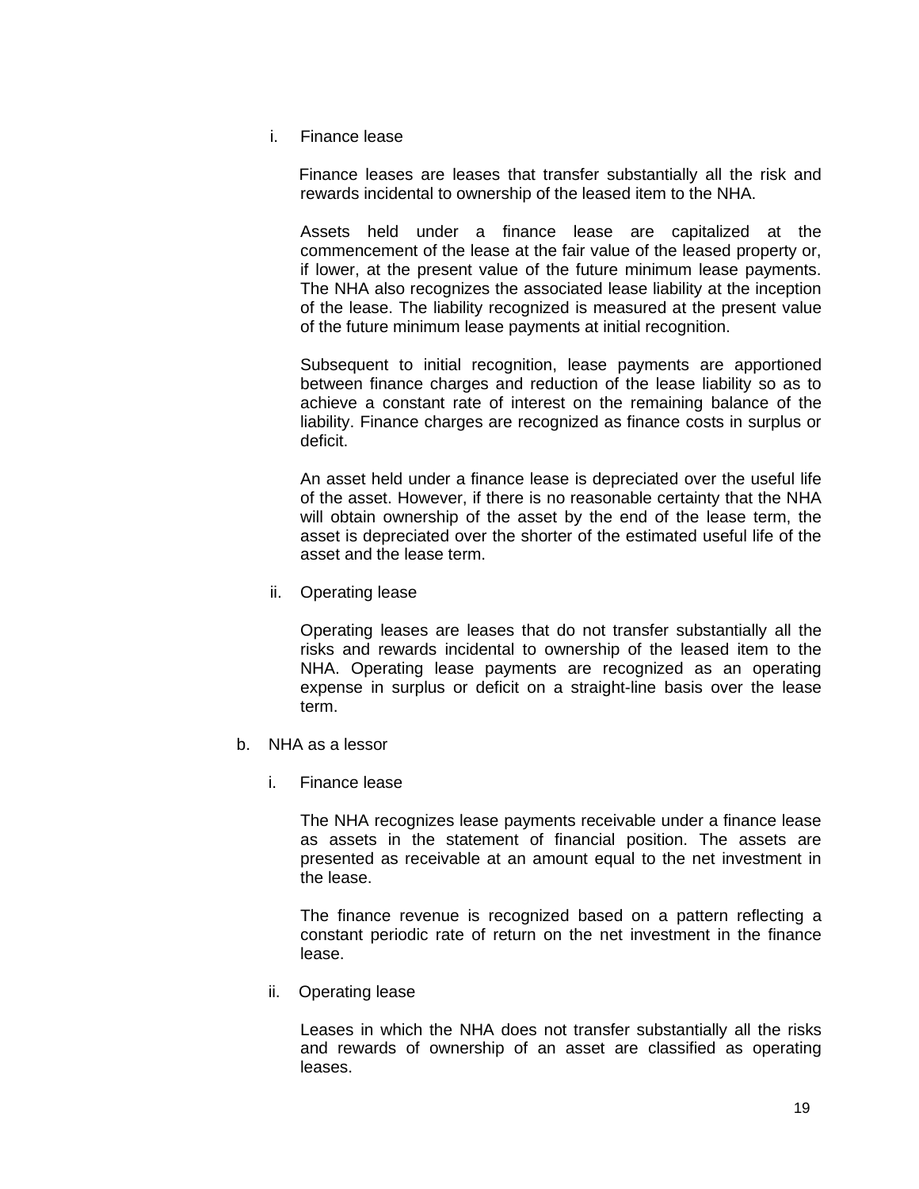i. Finance lease

Finance leases are leases that transfer substantially all the risk and rewards incidental to ownership of the leased item to the NHA.

Assets held under a finance lease are capitalized at the commencement of the lease at the fair value of the leased property or, if lower, at the present value of the future minimum lease payments. The NHA also recognizes the associated lease liability at the inception of the lease. The liability recognized is measured at the present value of the future minimum lease payments at initial recognition.

Subsequent to initial recognition, lease payments are apportioned between finance charges and reduction of the lease liability so as to achieve a constant rate of interest on the remaining balance of the liability. Finance charges are recognized as finance costs in surplus or deficit.

An asset held under a finance lease is depreciated over the useful life of the asset. However, if there is no reasonable certainty that the NHA will obtain ownership of the asset by the end of the lease term, the asset is depreciated over the shorter of the estimated useful life of the asset and the lease term.

ii. Operating lease

Operating leases are leases that do not transfer substantially all the risks and rewards incidental to ownership of the leased item to the NHA. Operating lease payments are recognized as an operating expense in surplus or deficit on a straight-line basis over the lease term.

b. NHA as a lessor

i. Finance lease

The NHA recognizes lease payments receivable under a finance lease as assets in the statement of financial position. The assets are presented as receivable at an amount equal to the net investment in the lease.

The finance revenue is recognized based on a pattern reflecting a constant periodic rate of return on the net investment in the finance lease.

ii. Operating lease

Leases in which the NHA does not transfer substantially all the risks and rewards of ownership of an asset are classified as operating leases.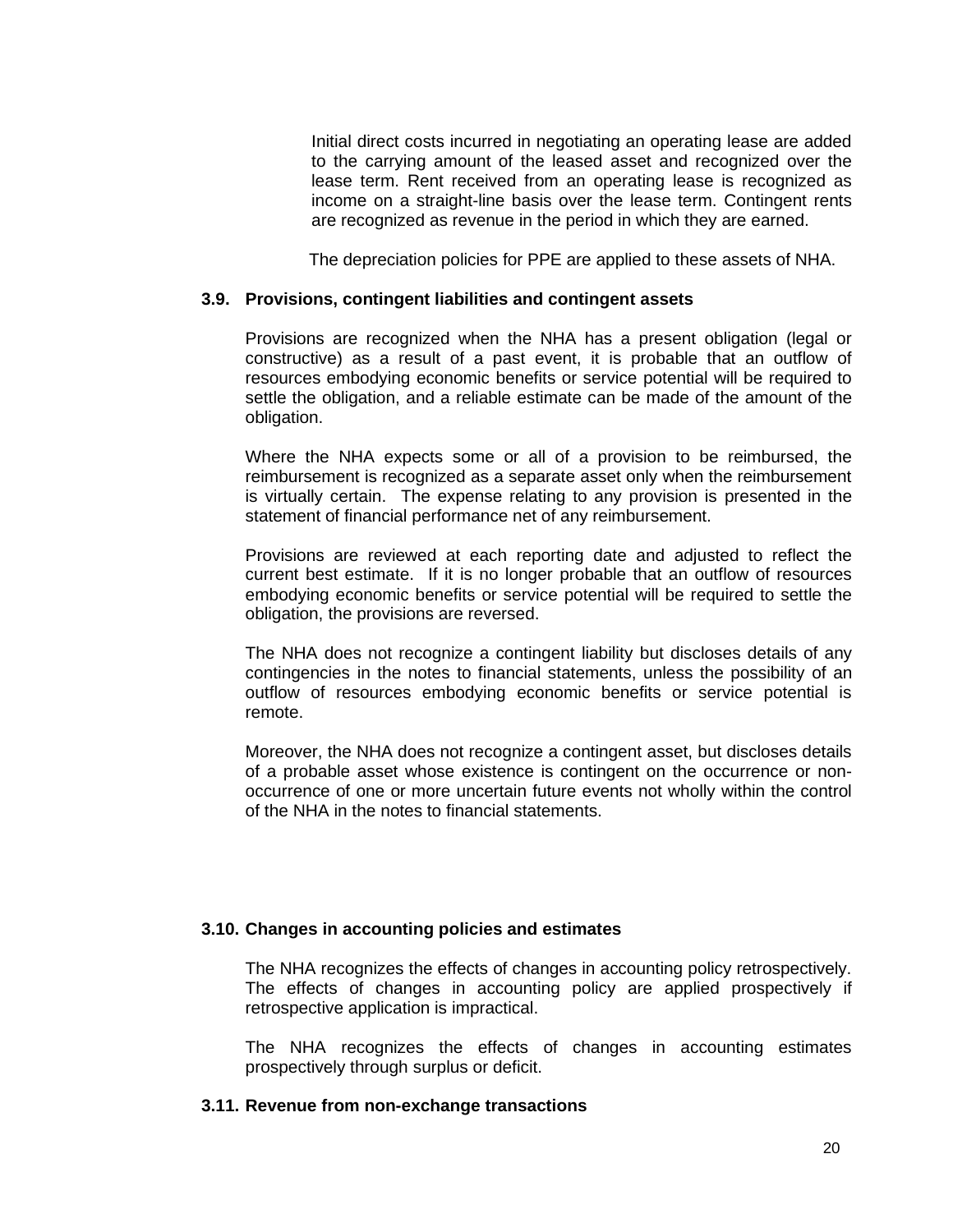Initial direct costs incurred in negotiating an operating lease are added to the carrying amount of the leased asset and recognized over the lease term. Rent received from an operating lease is recognized as income on a straight-line basis over the lease term. Contingent rents are recognized as revenue in the period in which they are earned.

The depreciation policies for PPE are applied to these assets of NHA.

### 3.9. Provisions, contingent liabilities and contingent assets

Provisions are recognized when the NHA has a present obligation (legal or constructive) as a result of a past event, it is probable that an outflow of resources embodying economic benefits or service potential will be required to settle the obligation, and a reliable estimate can be made of the amount of the obligation.

Where the NHA expects some or all of a provision to be reimbursed, the reimbursement is recognized as a separate asset only when the reimbursement is virtually certain. The expense relating to any provision is presented in the statement of financial performance net of any reimbursement.

Provisions are reviewed at each reporting date and adjusted to reflect the current best estimate. If it is no longer probable that an outflow of resources embodying economic benefits or service potential will be required to settle the obligation, the provisions are reversed.

The NHA does not recognize a contingent liability but discloses details of any contingencies in the notes to financial statements, unless the possibility of an outflow of resources embodying economic benefits or service potential is remote.

Moreover, the NHA does not recognize a contingent asset, but discloses details of a probable asset whose existence is contingent on the occurrence or non-occurrence of one or more uncertain future events not wholly within the control of the NHA in the notes to financial statements.

### 3.10. Changes in accounting policies and estimates

The NHA recognizes the effects of changes in accounting policy retrospectively. The effects of changes in accounting policy are applied prospectively if retrospective application is impractical.

The NHA recognizes the effects of changes in accounting estimates prospectively through surplus or deficit.

### 3.11. Revenue from non-exchange transactions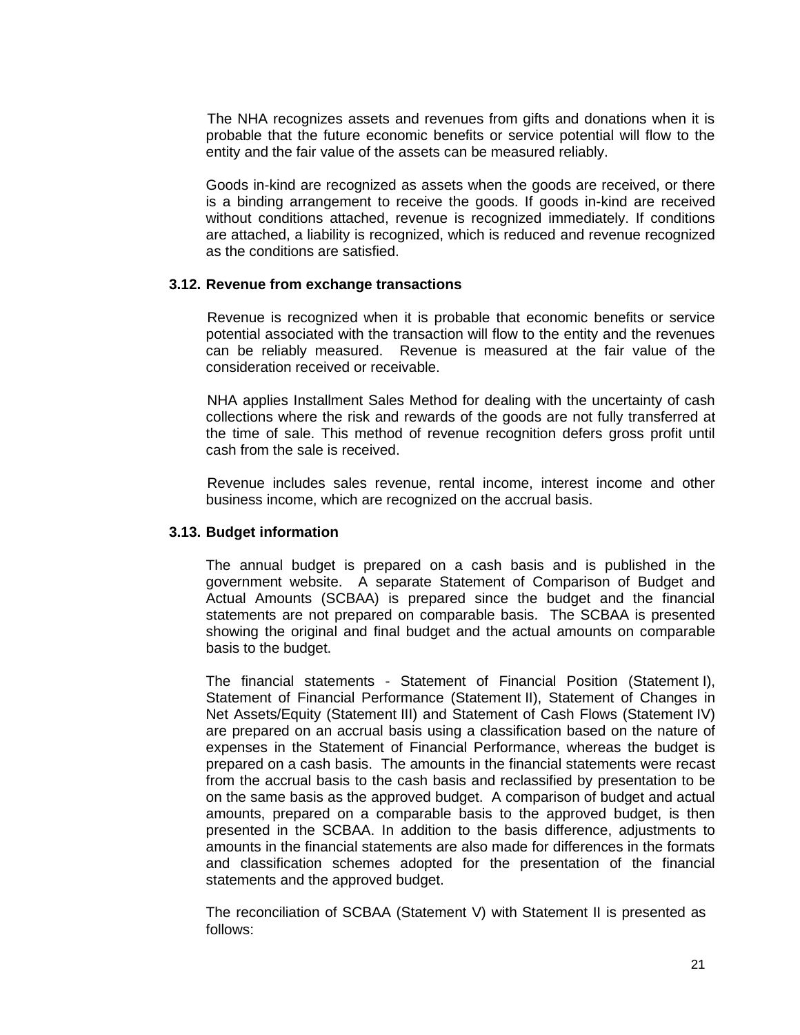The NHA recognizes assets and revenues from gifts and donations when it is probable that the future economic benefits or service potential will flow to the entity and the fair value of the assets can be measured reliably.

Goods in-kind are recognized as assets when the goods are received, or there is a binding arrangement to receive the goods. If goods in-kind are received without conditions attached, revenue is recognized immediately. If conditions are attached, a liability is recognized, which is reduced and revenue recognized as the conditions are satisfied.

### 3.12. Revenue from exchange transactions

Revenue is recognized when it is probable that economic benefits or service potential associated with the transaction will flow to the entity and the revenues can be reliably measured. Revenue is measured at the fair value of the consideration received or receivable.

NHA applies Installment Sales Method for dealing with the uncertainty of cash collections where the risk and rewards of the goods are not fully transferred at the time of sale. This method of revenue recognition defers gross profit until cash from the sale is received.

Revenue includes sales revenue, rental income, interest income and other business income, which are recognized on the accrual basis.

### 3.13. Budget information

The annual budget is prepared on a cash basis and is published in the government website. A separate Statement of Comparison of Budget and Actual Amounts (SCBAA) is prepared since the budget and the financial statements are not prepared on comparable basis. The SCBAA is presented showing the original and final budget and the actual amounts on comparable basis to the budget.

The financial statements - Statement of Financial Position (Statement I), Statement of Financial Performance (Statement II), Statement of Changes in Net Assets/Equity (Statement III) and Statement of Cash Flows (Statement IV) are prepared on an accrual basis using a classification based on the nature of expenses in the Statement of Financial Performance, whereas the budget is prepared on a cash basis. The amounts in the financial statements were recast from the accrual basis to the cash basis and reclassified by presentation to be on the same basis as the approved budget. A comparison of budget and actual amounts, prepared on a comparable basis to the approved budget, is then presented in the SCBAA. In addition to the basis difference, adjustments to amounts in the financial statements are also made for differences in the formats and classification schemes adopted for the presentation of the financial statements and the approved budget.

The reconciliation of SCBAA (Statement V) with Statement II is presented as follows: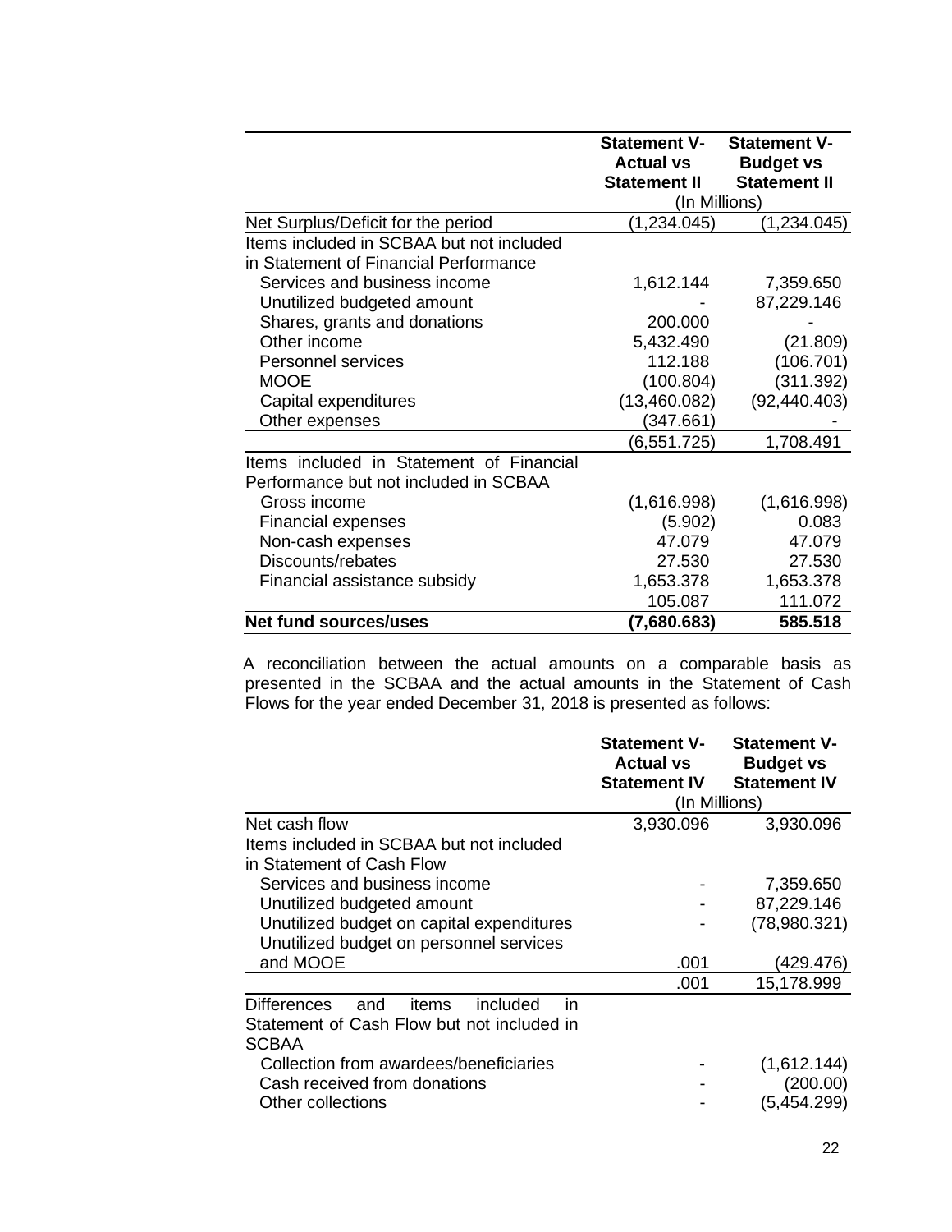| | Statement V-Actual vs Statement II | Statement V-Budget vs Statement II |
|---|---|---|
| | (In Millions) | |
| Net Surplus/Deficit for the period | (1,234.045) | (1,234.045) |
| Items included in SCBAA but not included in Statement of Financial Performance | | |
| Services and business income | 1,612.144 | 7,359.650 |
| Unutilized budgeted amount | - | 87,229.146 |
| Shares, grants and donations | 200.000 | - |
| Other income | 5,432.490 | (21.809) |
| Personnel services | 112.188 | (106.701) |
| MOOE | (100.804) | (311.392) |
| Capital expenditures | (13,460.082) | (92,440.403) |
| Other expenses | (347.661) | - |
| | (6,551.725) | 1,708.491 |
| Items included in Statement of Financial Performance but not included in SCBAA | | |
| Gross income | (1,616.998) | (1,616.998) |
| Financial expenses | (5.902) | 0.083 |
| Non-cash expenses | 47.079 | 47.079 |
| Discounts/rebates | 27.530 | 27.530 |
| Financial assistance subsidy | 1,653.378 | 1,653.378 |
| | 105.087 | 111.072 |
| **Net fund sources/uses** | **(7,680.683)** | **585.518** |

A reconciliation between the actual amounts on a comparable basis as presented in the SCBAA and the actual amounts in the Statement of Cash Flows for the year ended December 31, 2018 is presented as follows:

| | Statement V-Actual vs Statement IV | Statement V-Budget vs Statement IV |
|---|---|---|
| | (In Millions) | |
| Net cash flow | 3,930.096 | 3,930.096 |
| Items included in SCBAA but not included in Statement of Cash Flow | | |
| Services and business income | - | 7,359.650 |
| Unutilized budgeted amount | - | 87,229.146 |
| Unutilized budget on capital expenditures | - | (78,980.321) |
| Unutilized budget on personnel services and MOOE | .001 | (429.476) |
| | .001 | 15,178.999 |
| Differences and items included in Statement of Cash Flow but not included in SCBAA | | |
| Collection from awardees/beneficiaries | - | (1,612.144) |
| Cash received from donations | - | (200.00) |
| Other collections | - | (5,454.299) |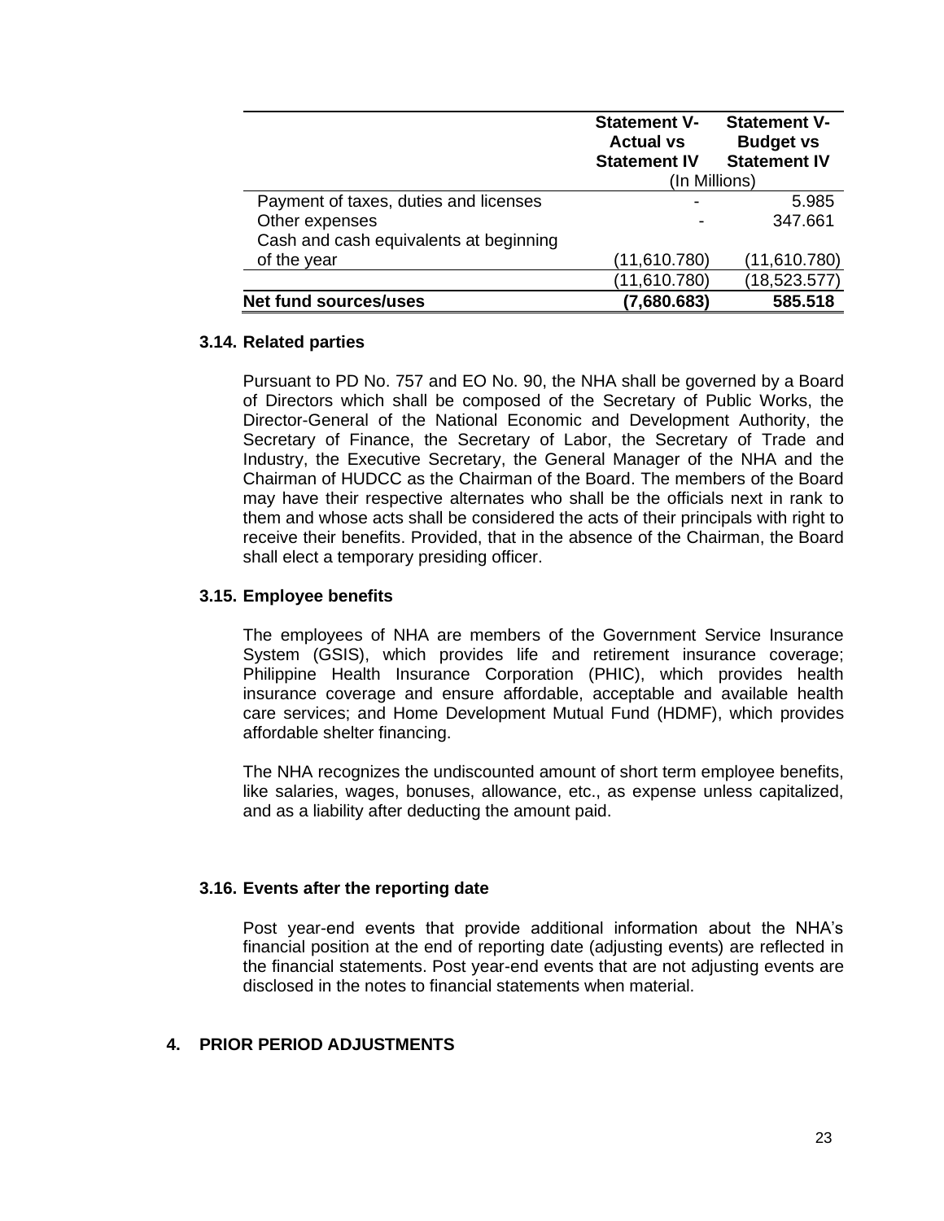| | Statement V-Actual vs Statement IV | Statement V-Budget vs Statement IV |
|---|---|---|
| | (In Millions) | |
| Payment of taxes, duties and licenses | - | 5.985 |
| Other expenses | - | 347.661 |
| Cash and cash equivalents at beginning of the year | (11,610.780) | (11,610.780) |
| | (11,610.780) | (18,523.577) |
| **Net fund sources/uses** | **(7,680.683)** | **585.518** |

### 3.14. Related parties

Pursuant to PD No. 757 and EO No. 90, the NHA shall be governed by a Board of Directors which shall be composed of the Secretary of Public Works, the Director-General of the National Economic and Development Authority, the Secretary of Finance, the Secretary of Labor, the Secretary of Trade and Industry, the Executive Secretary, the General Manager of the NHA and the Chairman of HUDCC as the Chairman of the Board. The members of the Board may have their respective alternates who shall be the officials next in rank to them and whose acts shall be considered the acts of their principals with right to receive their benefits. Provided, that in the absence of the Chairman, the Board shall elect a temporary presiding officer.

### 3.15. Employee benefits

The employees of NHA are members of the Government Service Insurance System (GSIS), which provides life and retirement insurance coverage; Philippine Health Insurance Corporation (PHIC), which provides health insurance coverage and ensure affordable, acceptable and available health care services; and Home Development Mutual Fund (HDMF), which provides affordable shelter financing.

The NHA recognizes the undiscounted amount of short term employee benefits, like salaries, wages, bonuses, allowance, etc., as expense unless capitalized, and as a liability after deducting the amount paid.

### 3.16. Events after the reporting date

Post year-end events that provide additional information about the NHA's financial position at the end of reporting date (adjusting events) are reflected in the financial statements. Post year-end events that are not adjusting events are disclosed in the notes to financial statements when material.

## 4. PRIOR PERIOD ADJUSTMENTS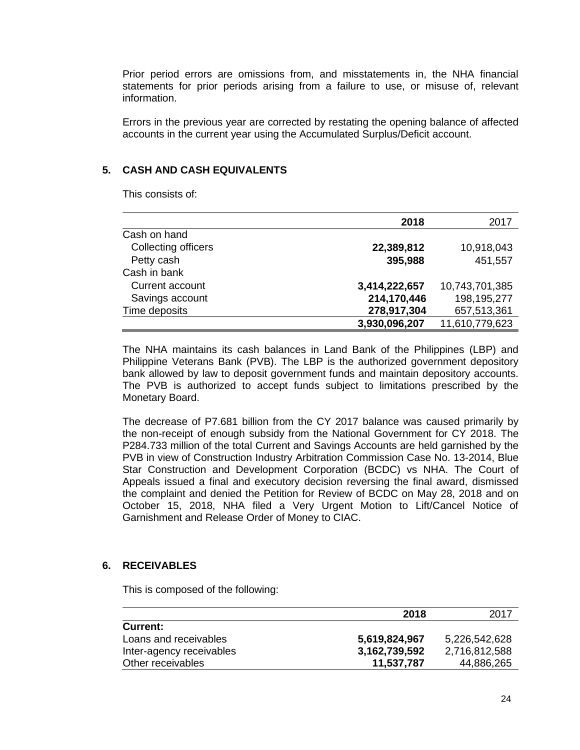Prior period errors are omissions from, and misstatements in, the NHA financial statements for prior periods arising from a failure to use, or misuse of, relevant information.

Errors in the previous year are corrected by restating the opening balance of affected accounts in the current year using the Accumulated Surplus/Deficit account.

## 5. CASH AND CASH EQUIVALENTS

This consists of:

| | **2018** | 2017 |
|---|---|---|
| Cash on hand | | |
| Collecting officers | **22,389,812** | 10,918,043 |
| Petty cash | **395,988** | 451,557 |
| Cash in bank | | |
| Current account | **3,414,222,657** | 10,743,701,385 |
| Savings account | **214,170,446** | 198,195,277 |
| Time deposits | **278,917,304** | 657,513,361 |
| | **3,930,096,207** | 11,610,779,623 |

The NHA maintains its cash balances in Land Bank of the Philippines (LBP) and Philippine Veterans Bank (PVB). The LBP is the authorized government depository bank allowed by law to deposit government funds and maintain depository accounts. The PVB is authorized to accept funds subject to limitations prescribed by the Monetary Board.

The decrease of P7.681 billion from the CY 2017 balance was caused primarily by the non-receipt of enough subsidy from the National Government for CY 2018. The P284.733 million of the total Current and Savings Accounts are held garnished by the PVB in view of Construction Industry Arbitration Commission Case No. 13-2014, Blue Star Construction and Development Corporation (BCDC) vs NHA. The Court of Appeals issued a final and executory decision reversing the final award, dismissed the complaint and denied the Petition for Review of BCDC on May 28, 2018 and on October 15, 2018, NHA filed a Very Urgent Motion to Lift/Cancel Notice of Garnishment and Release Order of Money to CIAC.

## 6. RECEIVABLES

This is composed of the following:

| | **2018** | 2017 |
|---|---|---|
| **Current:** | | |
| Loans and receivables | **5,619,824,967** | 5,226,542,628 |
| Inter-agency receivables | **3,162,739,592** | 2,716,812,588 |
| Other receivables | **11,537,787** | 44,886,265 |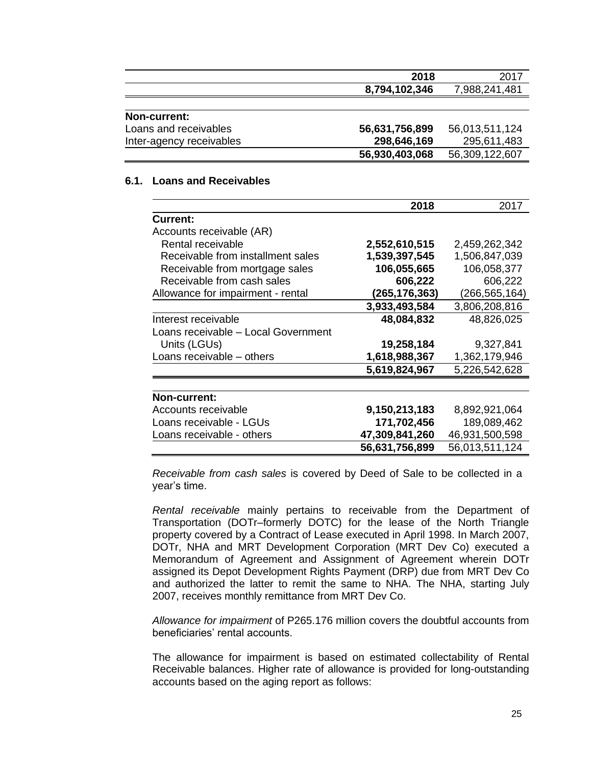| | 2018 | 2017 |
|---|---|---|
| | **8,794,102,346** | 7,988,241,481 |
| | | |
| **Non-current:** | | |
| Loans and receivables | **56,631,756,899** | 56,013,511,124 |
| Inter-agency receivables | **298,646,169** | 295,611,483 |
| | **56,930,403,068** | 56,309,122,607 |

### 6.1. Loans and Receivables

| | 2018 | 2017 |
|---|---|---|
| **Current:** | | |
| Accounts receivable (AR) | | |
| Rental receivable | **2,552,610,515** | 2,459,262,342 |
| Receivable from installment sales | **1,539,397,545** | 1,506,847,039 |
| Receivable from mortgage sales | **106,055,665** | 106,058,377 |
| Receivable from cash sales | **606,222** | 606,222 |
| Allowance for impairment - rental | **(265,176,363)** | (266,565,164) |
| | **3,933,493,584** | 3,806,208,816 |
| Interest receivable | **48,084,832** | 48,826,025 |
| Loans receivable – Local Government Units (LGUs) | **19,258,184** | 9,327,841 |
| Loans receivable – others | **1,618,988,367** | 1,362,179,946 |
| | **5,619,824,967** | 5,226,542,628 |
| | | |
| **Non-current:** | | |
| Accounts receivable | **9,150,213,183** | 8,892,921,064 |
| Loans receivable - LGUs | **171,702,456** | 189,089,462 |
| Loans receivable - others | **47,309,841,260** | 46,931,500,598 |
| | **56,631,756,899** | 56,013,511,124 |

*Receivable from cash sales* is covered by Deed of Sale to be collected in a year's time.

*Rental receivable* mainly pertains to receivable from the Department of Transportation (DOTr–formerly DOTC) for the lease of the North Triangle property covered by a Contract of Lease executed in April 1998. In March 2007, DOTr, NHA and MRT Development Corporation (MRT Dev Co) executed a Memorandum of Agreement and Assignment of Agreement wherein DOTr assigned its Depot Development Rights Payment (DRP) due from MRT Dev Co and authorized the latter to remit the same to NHA. The NHA, starting July 2007, receives monthly remittance from MRT Dev Co.

*Allowance for impairment* of P265.176 million covers the doubtful accounts from beneficiaries' rental accounts.

The allowance for impairment is based on estimated collectability of Rental Receivable balances. Higher rate of allowance is provided for long-outstanding accounts based on the aging report as follows: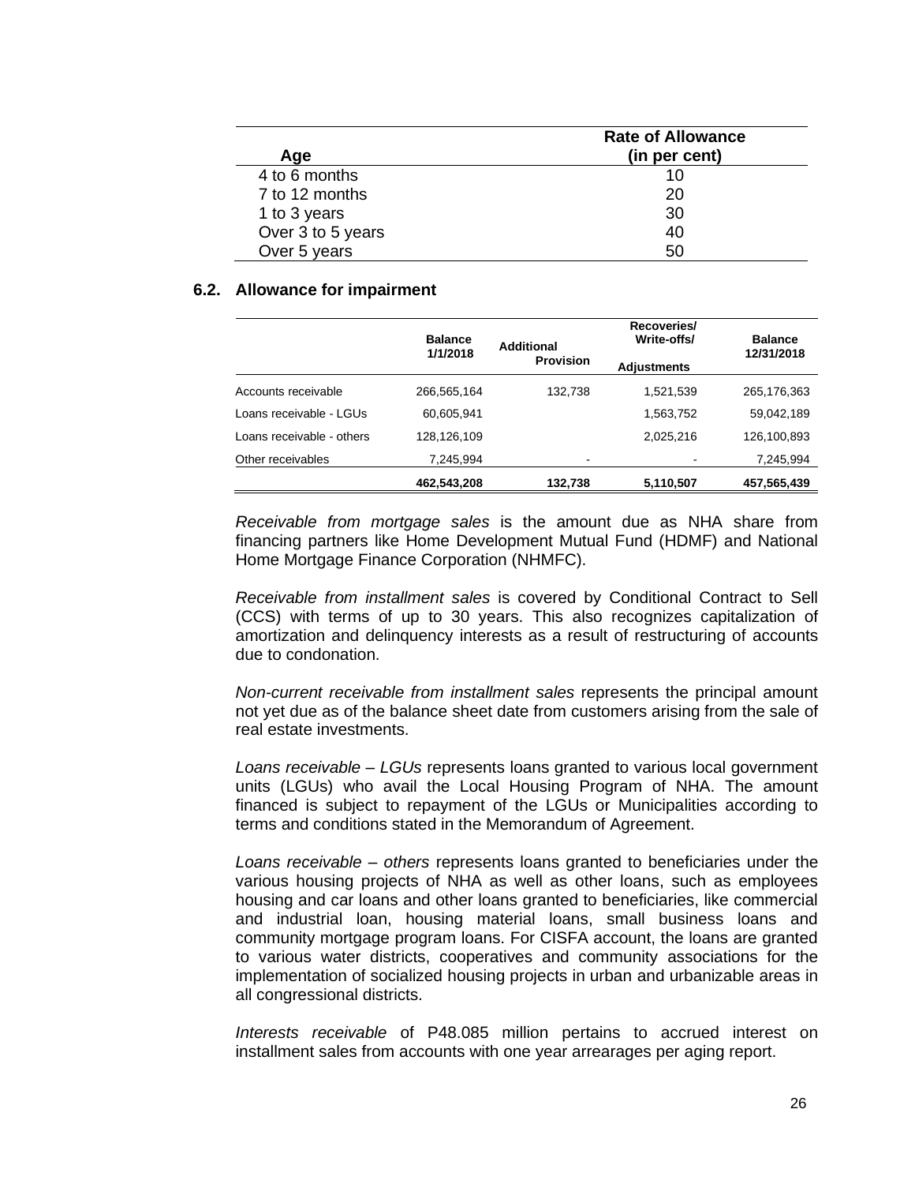| Age | Rate of Allowance (in per cent) |
|---|---|
| 4 to 6 months | 10 |
| 7 to 12 months | 20 |
| 1 to 3 years | 30 |
| Over 3 to 5 years | 40 |
| Over 5 years | 50 |

## 6.2. Allowance for impairment

| | Balance 1/1/2018 | Additional Provision | Recoveries/ Write-offs/ Adjustments | Balance 12/31/2018 |
|---|---|---|---|---|
| Accounts receivable | 266,565,164 | 132,738 | 1,521,539 | 265,176,363 |
| Loans receivable - LGUs | 60,605,941 | | 1,563,752 | 59,042,189 |
| Loans receivable - others | 128,126,109 | | 2,025,216 | 126,100,893 |
| Other receivables | 7,245,994 | - | - | 7,245,994 |
| | **462,543,208** | **132,738** | **5,110,507** | **457,565,439** |

*Receivable from mortgage sales* is the amount due as NHA share from financing partners like Home Development Mutual Fund (HDMF) and National Home Mortgage Finance Corporation (NHMFC).

*Receivable from installment sales* is covered by Conditional Contract to Sell (CCS) with terms of up to 30 years. This also recognizes capitalization of amortization and delinquency interests as a result of restructuring of accounts due to condonation.

*Non-current receivable from installment sales* represents the principal amount not yet due as of the balance sheet date from customers arising from the sale of real estate investments.

*Loans receivable – LGUs* represents loans granted to various local government units (LGUs) who avail the Local Housing Program of NHA. The amount financed is subject to repayment of the LGUs or Municipalities according to terms and conditions stated in the Memorandum of Agreement.

*Loans receivable – others* represents loans granted to beneficiaries under the various housing projects of NHA as well as other loans, such as employees housing and car loans and other loans granted to beneficiaries, like commercial and industrial loan, housing material loans, small business loans and community mortgage program loans. For CISFA account, the loans are granted to various water districts, cooperatives and community associations for the implementation of socialized housing projects in urban and urbanizable areas in all congressional districts.

*Interests receivable* of P48.085 million pertains to accrued interest on installment sales from accounts with one year arrearages per aging report.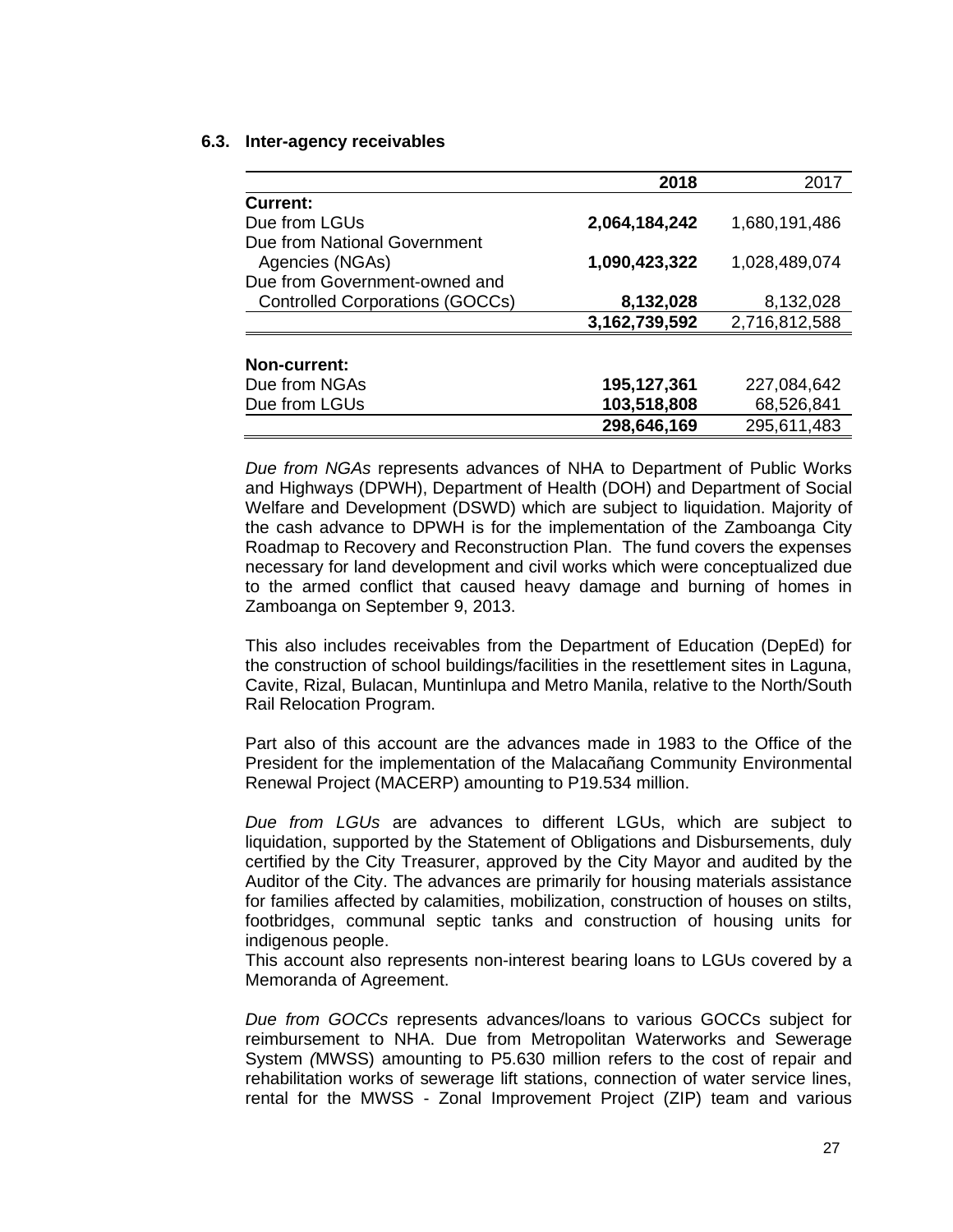### 6.3. Inter-agency receivables

| | **2018** | 2017 |
|---|---|---|
| **Current:** | | |
| Due from LGUs | **2,064,184,242** | 1,680,191,486 |
| Due from National Government Agencies (NGAs) | **1,090,423,322** | 1,028,489,074 |
| Due from Government-owned and Controlled Corporations (GOCCs) | **8,132,028** | 8,132,028 |
| | **3,162,739,592** | 2,716,812,588 |
| **Non-current:** | | |
| Due from NGAs | **195,127,361** | 227,084,642 |
| Due from LGUs | **103,518,808** | 68,526,841 |
| | **298,646,169** | 295,611,483 |

*Due from NGAs* represents advances of NHA to Department of Public Works and Highways (DPWH), Department of Health (DOH) and Department of Social Welfare and Development (DSWD) which are subject to liquidation. Majority of the cash advance to DPWH is for the implementation of the Zamboanga City Roadmap to Recovery and Reconstruction Plan. The fund covers the expenses necessary for land development and civil works which were conceptualized due to the armed conflict that caused heavy damage and burning of homes in Zamboanga on September 9, 2013.

This also includes receivables from the Department of Education (DepEd) for the construction of school buildings/facilities in the resettlement sites in Laguna, Cavite, Rizal, Bulacan, Muntinlupa and Metro Manila, relative to the North/South Rail Relocation Program.

Part also of this account are the advances made in 1983 to the Office of the President for the implementation of the Malacañang Community Environmental Renewal Project (MACERP) amounting to P19.534 million.

*Due from LGUs* are advances to different LGUs, which are subject to liquidation, supported by the Statement of Obligations and Disbursements, duly certified by the City Treasurer, approved by the City Mayor and audited by the Auditor of the City. The advances are primarily for housing materials assistance for families affected by calamities, mobilization, construction of houses on stilts, footbridges, communal septic tanks and construction of housing units for indigenous people.
This account also represents non-interest bearing loans to LGUs covered by a Memoranda of Agreement.

*Due from GOCCs* represents advances/loans to various GOCCs subject for reimbursement to NHA. Due from Metropolitan Waterworks and Sewerage System (MWSS) amounting to P5.630 million refers to the cost of repair and rehabilitation works of sewerage lift stations, connection of water service lines, rental for the MWSS - Zonal Improvement Project (ZIP) team and various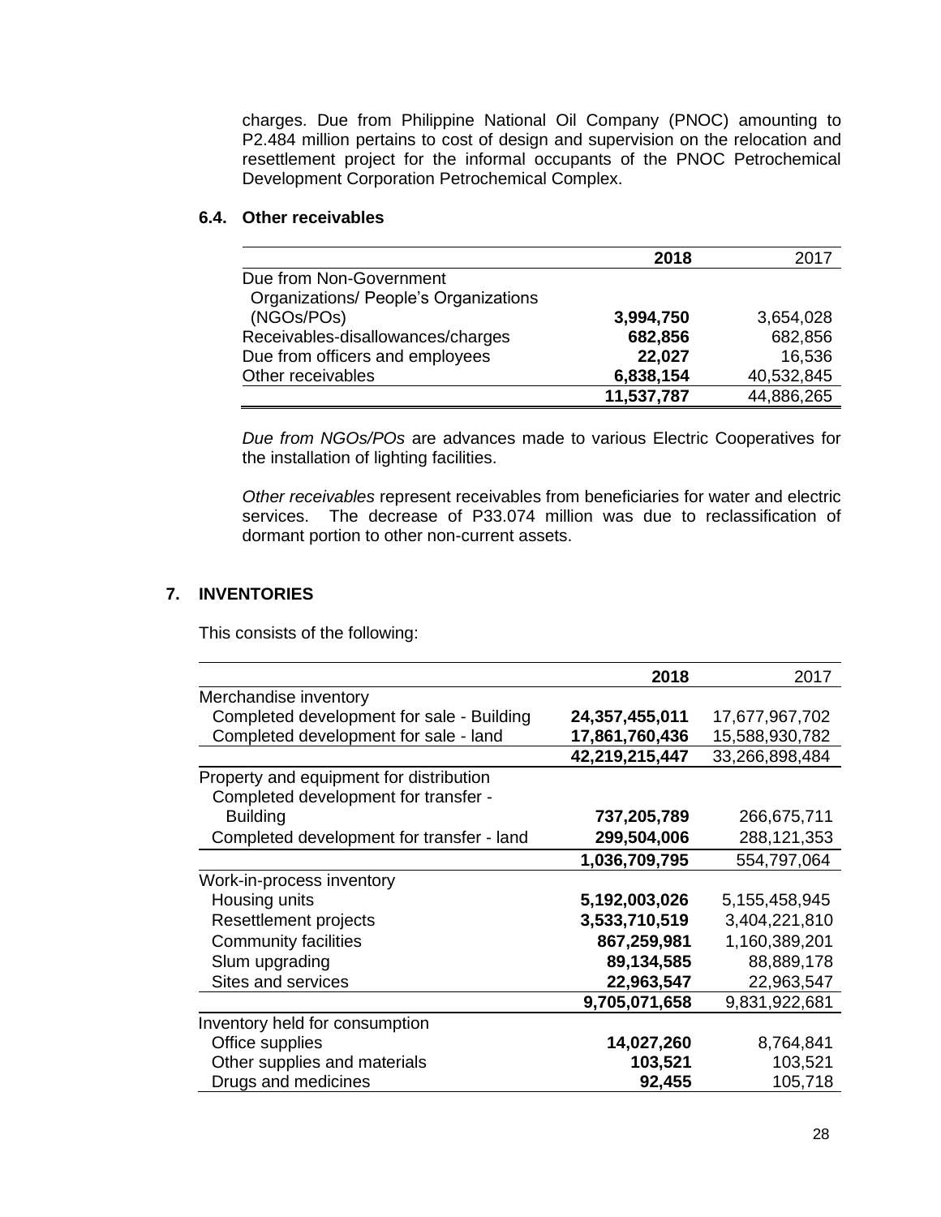charges. Due from Philippine National Oil Company (PNOC) amounting to P2.484 million pertains to cost of design and supervision on the relocation and resettlement project for the informal occupants of the PNOC Petrochemical Development Corporation Petrochemical Complex.

### 6.4. Other receivables

| | **2018** | 2017 |
|---|---:|---:|
| Due from Non-Government Organizations/ People's Organizations (NGOs/POs) | **3,994,750** | 3,654,028 |
| Receivables-disallowances/charges | **682,856** | 682,856 |
| Due from officers and employees | **22,027** | 16,536 |
| Other receivables | **6,838,154** | 40,532,845 |
| | **11,537,787** | 44,886,265 |

*Due from NGOs/POs* are advances made to various Electric Cooperatives for the installation of lighting facilities.

*Other receivables* represent receivables from beneficiaries for water and electric services. The decrease of P33.074 million was due to reclassification of dormant portion to other non-current assets.

## 7. INVENTORIES

This consists of the following:

| | **2018** | 2017 |
|---|---:|---:|
| Merchandise inventory | | |
| Completed development for sale - Building | **24,357,455,011** | 17,677,967,702 |
| Completed development for sale - land | **17,861,760,436** | 15,588,930,782 |
| | **42,219,215,447** | 33,266,898,484 |
| Property and equipment for distribution | | |
| Completed development for transfer - Building | **737,205,789** | 266,675,711 |
| Completed development for transfer - land | **299,504,006** | 288,121,353 |
| | **1,036,709,795** | 554,797,064 |
| Work-in-process inventory | | |
| Housing units | **5,192,003,026** | 5,155,458,945 |
| Resettlement projects | **3,533,710,519** | 3,404,221,810 |
| Community facilities | **867,259,981** | 1,160,389,201 |
| Slum upgrading | **89,134,585** | 88,889,178 |
| Sites and services | **22,963,547** | 22,963,547 |
| | **9,705,071,658** | 9,831,922,681 |
| Inventory held for consumption | | |
| Office supplies | **14,027,260** | 8,764,841 |
| Other supplies and materials | **103,521** | 103,521 |
| Drugs and medicines | **92,455** | 105,718 |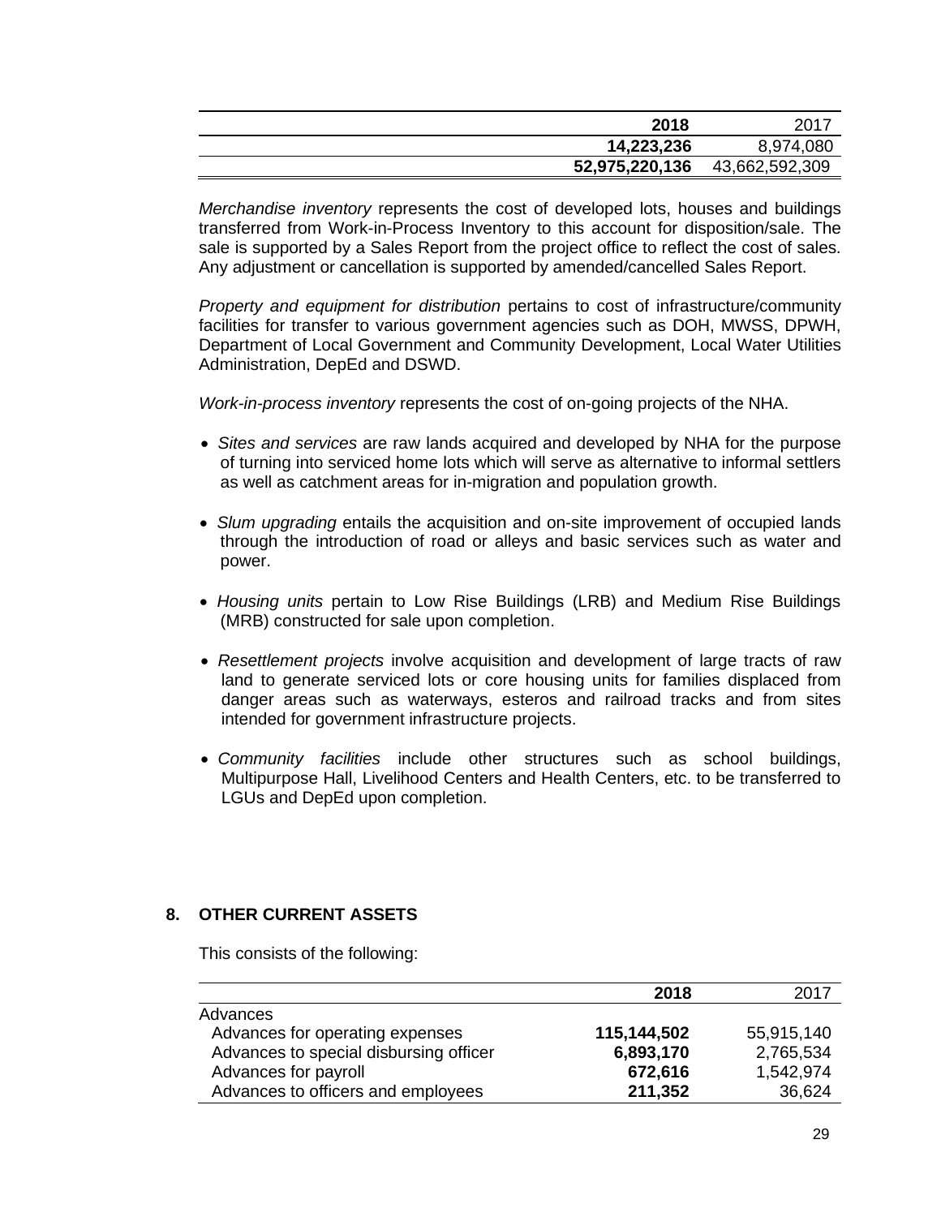| | 2018 | 2017 |
|---|---|---|
| | **14,223,236** | 8,974,080 |
| | **52,975,220,136** | 43,662,592,309 |

*Merchandise inventory* represents the cost of developed lots, houses and buildings transferred from Work-in-Process Inventory to this account for disposition/sale. The sale is supported by a Sales Report from the project office to reflect the cost of sales. Any adjustment or cancellation is supported by amended/cancelled Sales Report.

*Property and equipment for distribution* pertains to cost of infrastructure/community facilities for transfer to various government agencies such as DOH, MWSS, DPWH, Department of Local Government and Community Development, Local Water Utilities Administration, DepEd and DSWD.

*Work-in-process inventory* represents the cost of on-going projects of the NHA.

- *Sites and services* are raw lands acquired and developed by NHA for the purpose of turning into serviced home lots which will serve as alternative to informal settlers as well as catchment areas for in-migration and population growth.
- *Slum upgrading* entails the acquisition and on-site improvement of occupied lands through the introduction of road or alleys and basic services such as water and power.
- *Housing units* pertain to Low Rise Buildings (LRB) and Medium Rise Buildings (MRB) constructed for sale upon completion.
- *Resettlement projects* involve acquisition and development of large tracts of raw land to generate serviced lots or core housing units for families displaced from danger areas such as waterways, esteros and railroad tracks and from sites intended for government infrastructure projects.
- *Community facilities* include other structures such as school buildings, Multipurpose Hall, Livelihood Centers and Health Centers, etc. to be transferred to LGUs and DepEd upon completion.

## 8. OTHER CURRENT ASSETS

This consists of the following:

| | 2018 | 2017 |
|---|---|---|
| Advances | | |
| Advances for operating expenses | **115,144,502** | 55,915,140 |
| Advances to special disbursing officer | **6,893,170** | 2,765,534 |
| Advances for payroll | **672,616** | 1,542,974 |
| Advances to officers and employees | **211,352** | 36,624 |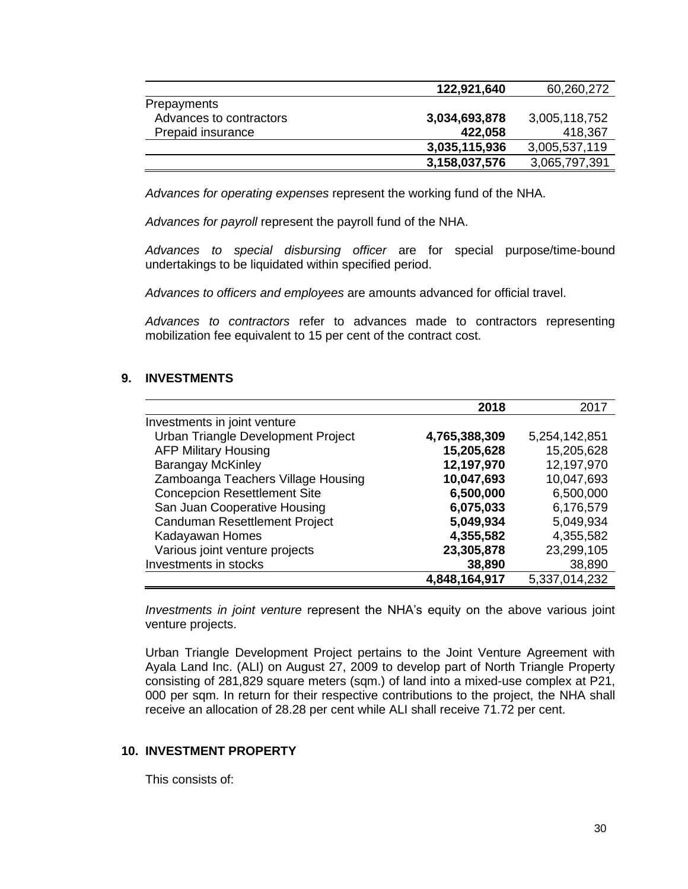| | | |
|---|---|---|
| | **122,921,640** | 60,260,272 |
| Prepayments | | |
| Advances to contractors | **3,034,693,878** | 3,005,118,752 |
| Prepaid insurance | **422,058** | 418,367 |
| | **3,035,115,936** | 3,005,537,119 |
| | **3,158,037,576** | 3,065,797,391 |

*Advances for operating expenses* represent the working fund of the NHA.

*Advances for payroll* represent the payroll fund of the NHA.

*Advances to special disbursing officer* are for special purpose/time-bound undertakings to be liquidated within specified period.

*Advances to officers and employees* are amounts advanced for official travel.

*Advances to contractors* refer to advances made to contractors representing mobilization fee equivalent to 15 per cent of the contract cost.

## 9. INVESTMENTS

| | 2018 | 2017 |
|---|---|---|
| Investments in joint venture | | |
| Urban Triangle Development Project | **4,765,388,309** | 5,254,142,851 |
| AFP Military Housing | **15,205,628** | 15,205,628 |
| Barangay McKinley | **12,197,970** | 12,197,970 |
| Zamboanga Teachers Village Housing | **10,047,693** | 10,047,693 |
| Concepcion Resettlement Site | **6,500,000** | 6,500,000 |
| San Juan Cooperative Housing | **6,075,033** | 6,176,579 |
| Canduman Resettlement Project | **5,049,934** | 5,049,934 |
| Kadayawan Homes | **4,355,582** | 4,355,582 |
| Various joint venture projects | **23,305,878** | 23,299,105 |
| Investments in stocks | **38,890** | 38,890 |
| | **4,848,164,917** | 5,337,014,232 |

*Investments in joint venture* represent the NHA's equity on the above various joint venture projects.

Urban Triangle Development Project pertains to the Joint Venture Agreement with Ayala Land Inc. (ALI) on August 27, 2009 to develop part of North Triangle Property consisting of 281,829 square meters (sqm.) of land into a mixed-use complex at P21, 000 per sqm. In return for their respective contributions to the project, the NHA shall receive an allocation of 28.28 per cent while ALI shall receive 71.72 per cent.

## 10. INVESTMENT PROPERTY

This consists of: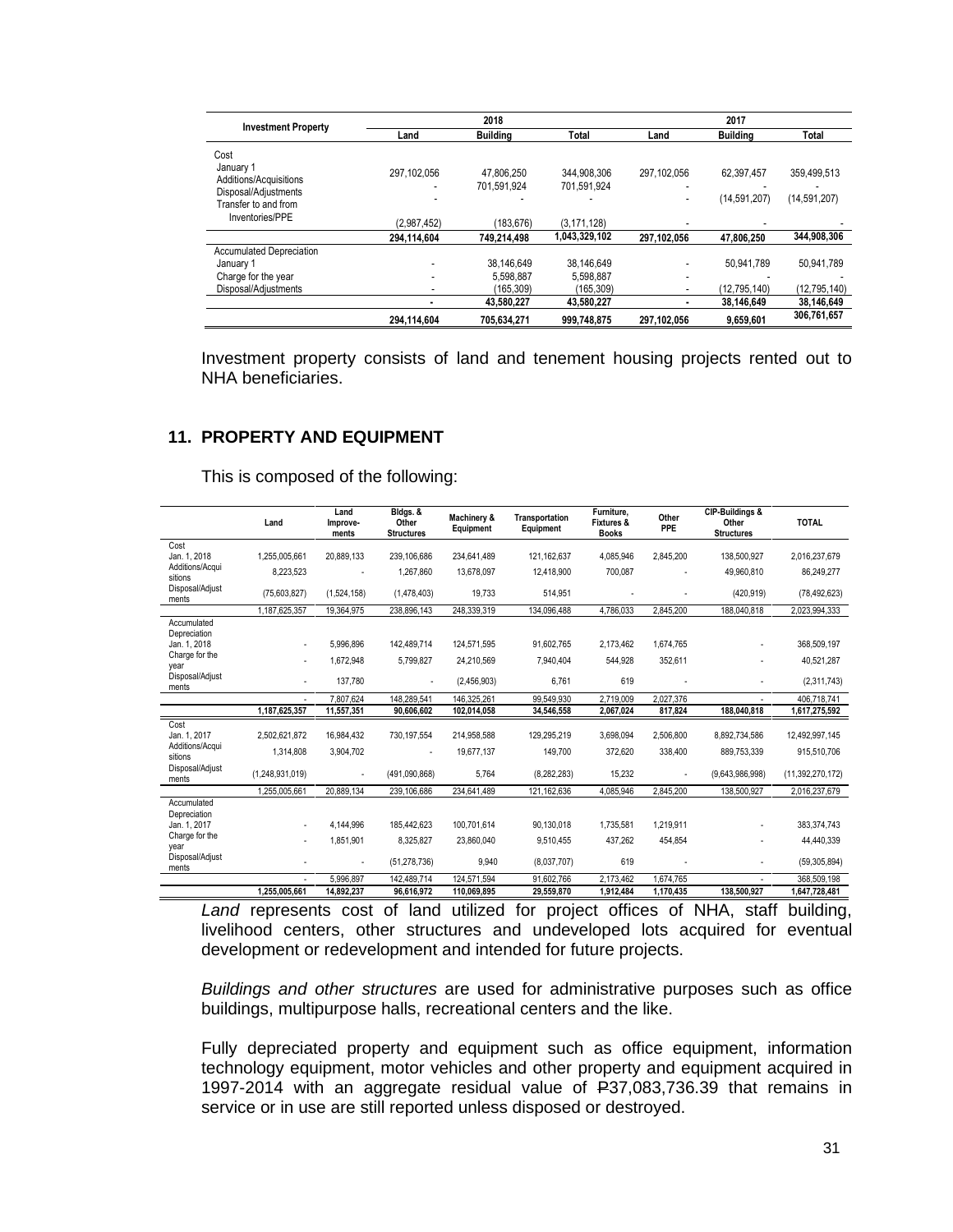| Investment Property | 2018 | | | 2017 | | |
|---|---|---|---|---|---|---|
| | Land | Building | Total | Land | Building | Total |
| Cost | | | | | | |
| January 1 | 297,102,056 | 47,806,250 | 344,908,306 | 297,102,056 | 62,397,457 | 359,499,513 |
| Additions/Acquisitions | - | 701,591,924 | 701,591,924 | - | - | - |
| Disposal/Adjustments | - | - | - | - | (14,591,207) | (14,591,207) |
| Transfer to and from Inventories/PPE | (2,987,452) | (183,676) | (3,171,128) | - | - | - |
| | 294,114,604 | 749,214,498 | 1,043,329,102 | 297,102,056 | 47,806,250 | 344,908,306 |
| Accumulated Depreciation | | | | | | |
| January 1 | - | 38,146,649 | 38,146,649 | - | 50,941,789 | 50,941,789 |
| Charge for the year | - | 5,598,887 | 5,598,887 | - | - | - |
| Disposal/Adjustments | - | (165,309) | (165,309) | - | (12,795,140) | (12,795,140) |
| | - | 43,580,227 | 43,580,227 | - | 38,146,649 | 38,146,649 |
| | 294,114,604 | 705,634,271 | 999,748,875 | 297,102,056 | 9,659,601 | 306,761,657 |

Investment property consists of land and tenement housing projects rented out to NHA beneficiaries.

## 11. PROPERTY AND EQUIPMENT

This is composed of the following:

| | Land | Land Improve-ments | Bldgs. & Other Structures | Machinery & Equipment | Transportation Equipment | Furniture, Fixtures & Books | Other PPE | CIP-Buildings & Other Structures | TOTAL |
|---|---|---|---|---|---|---|---|---|---|
| Cost | | | | | | | | | |
| Jan. 1, 2018 | 1,255,005,661 | 20,889,133 | 239,106,686 | 234,641,489 | 121,162,637 | 4,085,946 | 2,845,200 | 138,500,927 | 2,016,237,679 |
| Additions/Acquisitions | 8,223,523 | - | 1,267,860 | 13,678,097 | 12,418,900 | 700,087 | - | 49,960,810 | 86,249,277 |
| Disposal/Adjustments | (75,603,827) | (1,524,158) | (1,478,403) | 19,733 | 514,951 | - | - | (420,919) | (78,492,623) |
| | 1,187,625,357 | 19,364,975 | 238,896,143 | 248,339,319 | 134,096,488 | 4,786,033 | 2,845,200 | 188,040,818 | 2,023,994,333 |
| Accumulated Depreciation | | | | | | | | | |
| Jan. 1, 2018 | - | 5,996,896 | 142,489,714 | 124,571,595 | 91,602,765 | 2,173,462 | 1,674,765 | - | 368,509,197 |
| Charge for the year | - | 1,672,948 | 5,799,827 | 24,210,569 | 7,940,404 | 544,928 | 352,611 | - | 40,521,287 |
| Disposal/Adjustments | - | 137,780 | - | (2,456,903) | 6,761 | 619 | - | - | (2,311,743) |
| | - | 7,807,624 | 148,289,541 | 146,325,261 | 99,549,930 | 2,719,009 | 2,027,376 | - | 406,718,741 |
| | 1,187,625,357 | 11,557,351 | 90,606,602 | 102,014,058 | 34,546,558 | 2,067,024 | 817,824 | 188,040,818 | 1,617,275,592 |
| Cost | | | | | | | | | |
| Jan. 1, 2017 | 2,502,621,872 | 16,984,432 | 730,197,554 | 214,958,588 | 129,295,219 | 3,698,094 | 2,506,800 | 8,892,734,586 | 12,492,997,145 |
| Additions/Acquisitions | 1,314,808 | 3,904,702 | - | 19,677,137 | 149,700 | 372,620 | 338,400 | 889,753,339 | 915,510,706 |
| Disposal/Adjustments | (1,248,931,019) | - | (491,090,868) | 5,764 | (8,282,283) | 15,232 | - | (9,643,986,998) | (11,392,270,172) |
| | 1,255,005,661 | 20,889,134 | 239,106,686 | 234,641,489 | 121,162,636 | 4,085,946 | 2,845,200 | 138,500,927 | 2,016,237,679 |
| Accumulated Depreciation | | | | | | | | | |
| Jan. 1, 2017 | - | 4,144,996 | 185,442,623 | 100,701,614 | 90,130,018 | 1,735,581 | 1,219,911 | - | 383,374,743 |
| Charge for the year | - | 1,851,901 | 8,325,827 | 23,860,040 | 9,510,455 | 437,262 | 454,854 | - | 44,440,339 |
| Disposal/Adjustments | - | - | (51,278,736) | 9,940 | (8,037,707) | 619 | - | - | (59,305,894) |
| | - | 5,996,897 | 142,489,714 | 124,571,594 | 91,602,766 | 2,173,462 | 1,674,765 | - | 368,509,198 |
| | 1,255,005,661 | 14,892,237 | 96,616,972 | 110,069,895 | 29,559,870 | 1,912,484 | 1,170,435 | 138,500,927 | 1,647,728,481 |

*Land* represents cost of land utilized for project offices of NHA, staff building, livelihood centers, other structures and undeveloped lots acquired for eventual development or redevelopment and intended for future projects.

*Buildings and other structures* are used for administrative purposes such as office buildings, multipurpose halls, recreational centers and the like.

Fully depreciated property and equipment such as office equipment, information technology equipment, motor vehicles and other property and equipment acquired in 1997-2014 with an aggregate residual value of ₱37,083,736.39 that remains in service or in use are still reported unless disposed or destroyed.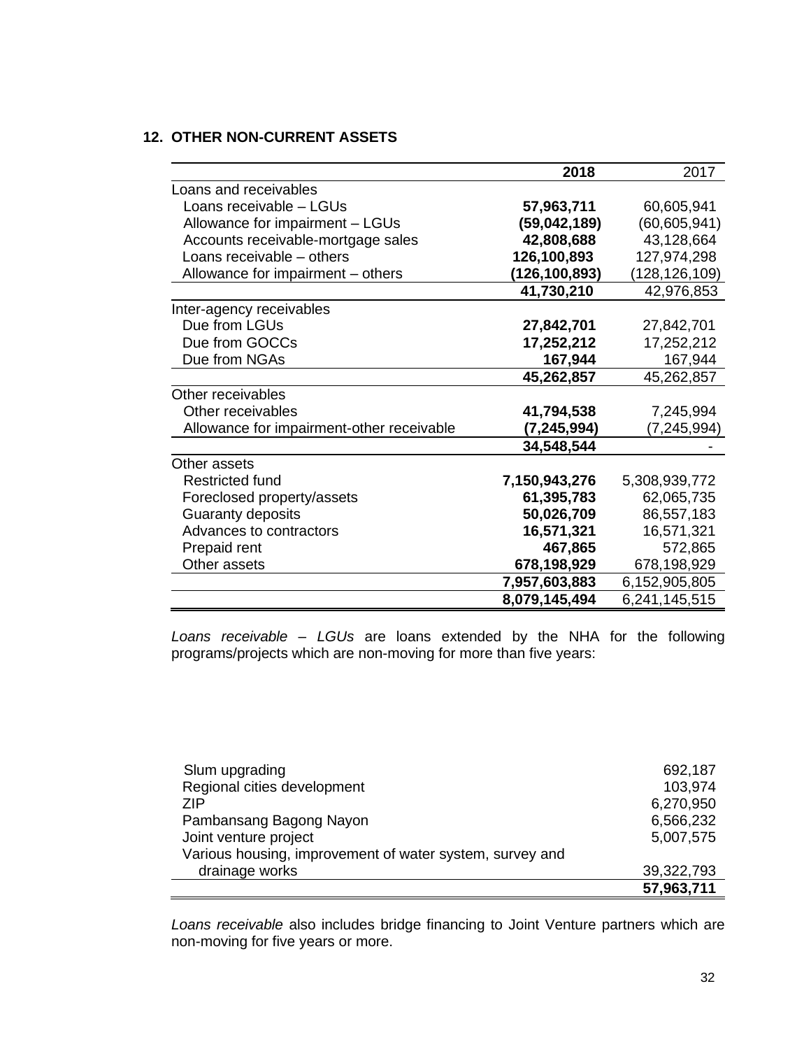## 12. OTHER NON-CURRENT ASSETS

| | **2018** | 2017 |
|---|---|---|
| Loans and receivables | | |
| Loans receivable – LGUs | **57,963,711** | 60,605,941 |
| Allowance for impairment – LGUs | **(59,042,189)** | (60,605,941) |
| Accounts receivable-mortgage sales | **42,808,688** | 43,128,664 |
| Loans receivable – others | **126,100,893** | 127,974,298 |
| Allowance for impairment – others | **(126,100,893)** | (128,126,109) |
| | **41,730,210** | 42,976,853 |
| Inter-agency receivables | | |
| Due from LGUs | **27,842,701** | 27,842,701 |
| Due from GOCCs | **17,252,212** | 17,252,212 |
| Due from NGAs | **167,944** | 167,944 |
| | **45,262,857** | 45,262,857 |
| Other receivables | | |
| Other receivables | **41,794,538** | 7,245,994 |
| Allowance for impairment-other receivable | **(7,245,994)** | (7,245,994) |
| | **34,548,544** | - |
| Other assets | | |
| Restricted fund | **7,150,943,276** | 5,308,939,772 |
| Foreclosed property/assets | **61,395,783** | 62,065,735 |
| Guaranty deposits | **50,026,709** | 86,557,183 |
| Advances to contractors | **16,571,321** | 16,571,321 |
| Prepaid rent | **467,865** | 572,865 |
| Other assets | **678,198,929** | 678,198,929 |
| | **7,957,603,883** | 6,152,905,805 |
| | **8,079,145,494** | 6,241,145,515 |

*Loans receivable – LGUs* are loans extended by the NHA for the following programs/projects which are non-moving for more than five years:

| | |
|---|---|
| Slum upgrading | 692,187 |
| Regional cities development | 103,974 |
| ZIP | 6,270,950 |
| Pambansang Bagong Nayon | 6,566,232 |
| Joint venture project | 5,007,575 |
| Various housing, improvement of water system, survey and drainage works | 39,322,793 |
| | **57,963,711** |

*Loans receivable* also includes bridge financing to Joint Venture partners which are non-moving for five years or more.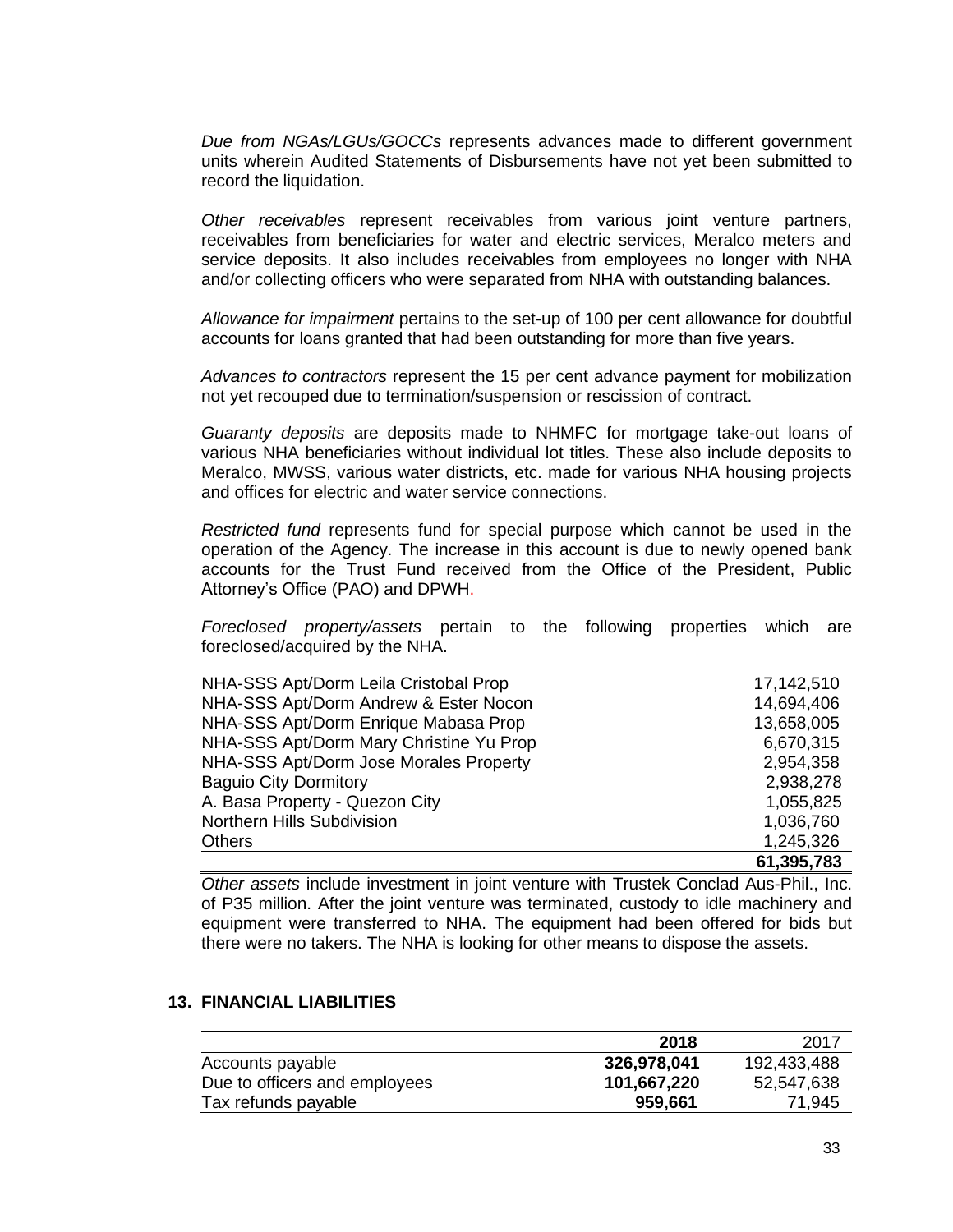*Due from NGAs/LGUs/GOCCs* represents advances made to different government units wherein Audited Statements of Disbursements have not yet been submitted to record the liquidation.

*Other receivables* represent receivables from various joint venture partners, receivables from beneficiaries for water and electric services, Meralco meters and service deposits. It also includes receivables from employees no longer with NHA and/or collecting officers who were separated from NHA with outstanding balances.

*Allowance for impairment* pertains to the set-up of 100 per cent allowance for doubtful accounts for loans granted that had been outstanding for more than five years.

*Advances to contractors* represent the 15 per cent advance payment for mobilization not yet recouped due to termination/suspension or rescission of contract.

*Guaranty deposits* are deposits made to NHMFC for mortgage take-out loans of various NHA beneficiaries without individual lot titles. These also include deposits to Meralco, MWSS, various water districts, etc. made for various NHA housing projects and offices for electric and water service connections.

*Restricted fund* represents fund for special purpose which cannot be used in the operation of the Agency. The increase in this account is due to newly opened bank accounts for the Trust Fund received from the Office of the President, Public Attorney's Office (PAO) and DPWH.

*Foreclosed property/assets* pertain to the following properties which are foreclosed/acquired by the NHA.

| | |
|---|---:|
| NHA-SSS Apt/Dorm Leila Cristobal Prop | 17,142,510 |
| NHA-SSS Apt/Dorm Andrew & Ester Nocon | 14,694,406 |
| NHA-SSS Apt/Dorm Enrique Mabasa Prop | 13,658,005 |
| NHA-SSS Apt/Dorm Mary Christine Yu Prop | 6,670,315 |
| NHA-SSS Apt/Dorm Jose Morales Property | 2,954,358 |
| Baguio City Dormitory | 2,938,278 |
| A. Basa Property - Quezon City | 1,055,825 |
| Northern Hills Subdivision | 1,036,760 |
| Others | 1,245,326 |
| | **61,395,783** |

*Other assets* include investment in joint venture with Trustek Conclad Aus-Phil., Inc. of P35 million. After the joint venture was terminated, custody to idle machinery and equipment were transferred to NHA. The equipment had been offered for bids but there were no takers. The NHA is looking for other means to dispose the assets.

## 13. FINANCIAL LIABILITIES

| | 2018 | 2017 |
|---|---:|---:|
| Accounts payable | **326,978,041** | 192,433,488 |
| Due to officers and employees | **101,667,220** | 52,547,638 |
| Tax refunds payable | **959,661** | 71,945 |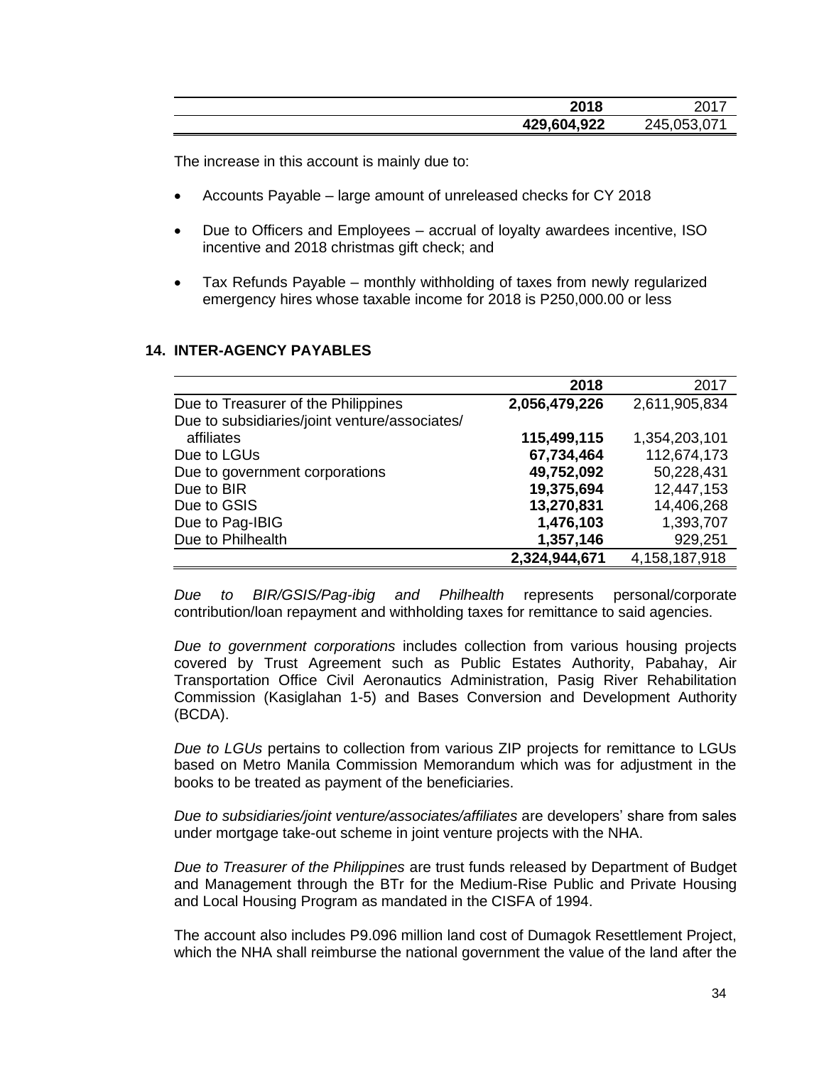| | 2018 | 2017 |
|---|---|---|
| | **429,604,922** | 245,053,071 |

The increase in this account is mainly due to:

- Accounts Payable – large amount of unreleased checks for CY 2018
- Due to Officers and Employees – accrual of loyalty awardees incentive, ISO incentive and 2018 christmas gift check; and
- Tax Refunds Payable – monthly withholding of taxes from newly regularized emergency hires whose taxable income for 2018 is P250,000.00 or less

## 14. INTER-AGENCY PAYABLES

| | 2018 | 2017 |
|---|---|---|
| Due to Treasurer of the Philippines | **2,056,479,226** | 2,611,905,834 |
| Due to subsidiaries/joint venture/associates/ affiliates | **115,499,115** | 1,354,203,101 |
| Due to LGUs | **67,734,464** | 112,674,173 |
| Due to government corporations | **49,752,092** | 50,228,431 |
| Due to BIR | **19,375,694** | 12,447,153 |
| Due to GSIS | **13,270,831** | 14,406,268 |
| Due to Pag-IBIG | **1,476,103** | 1,393,707 |
| Due to Philhealth | **1,357,146** | 929,251 |
| | **2,324,944,671** | 4,158,187,918 |

*Due to BIR/GSIS/Pag-ibig and Philhealth* represents personal/corporate contribution/loan repayment and withholding taxes for remittance to said agencies.

*Due to government corporations* includes collection from various housing projects covered by Trust Agreement such as Public Estates Authority, Pabahay, Air Transportation Office Civil Aeronautics Administration, Pasig River Rehabilitation Commission (Kasiglahan 1-5) and Bases Conversion and Development Authority (BCDA).

*Due to LGUs* pertains to collection from various ZIP projects for remittance to LGUs based on Metro Manila Commission Memorandum which was for adjustment in the books to be treated as payment of the beneficiaries.

*Due to subsidiaries/joint venture/associates/affiliates* are developers' share from sales under mortgage take-out scheme in joint venture projects with the NHA.

*Due to Treasurer of the Philippines* are trust funds released by Department of Budget and Management through the BTr for the Medium-Rise Public and Private Housing and Local Housing Program as mandated in the CISFA of 1994.

The account also includes P9.096 million land cost of Dumagok Resettlement Project, which the NHA shall reimburse the national government the value of the land after the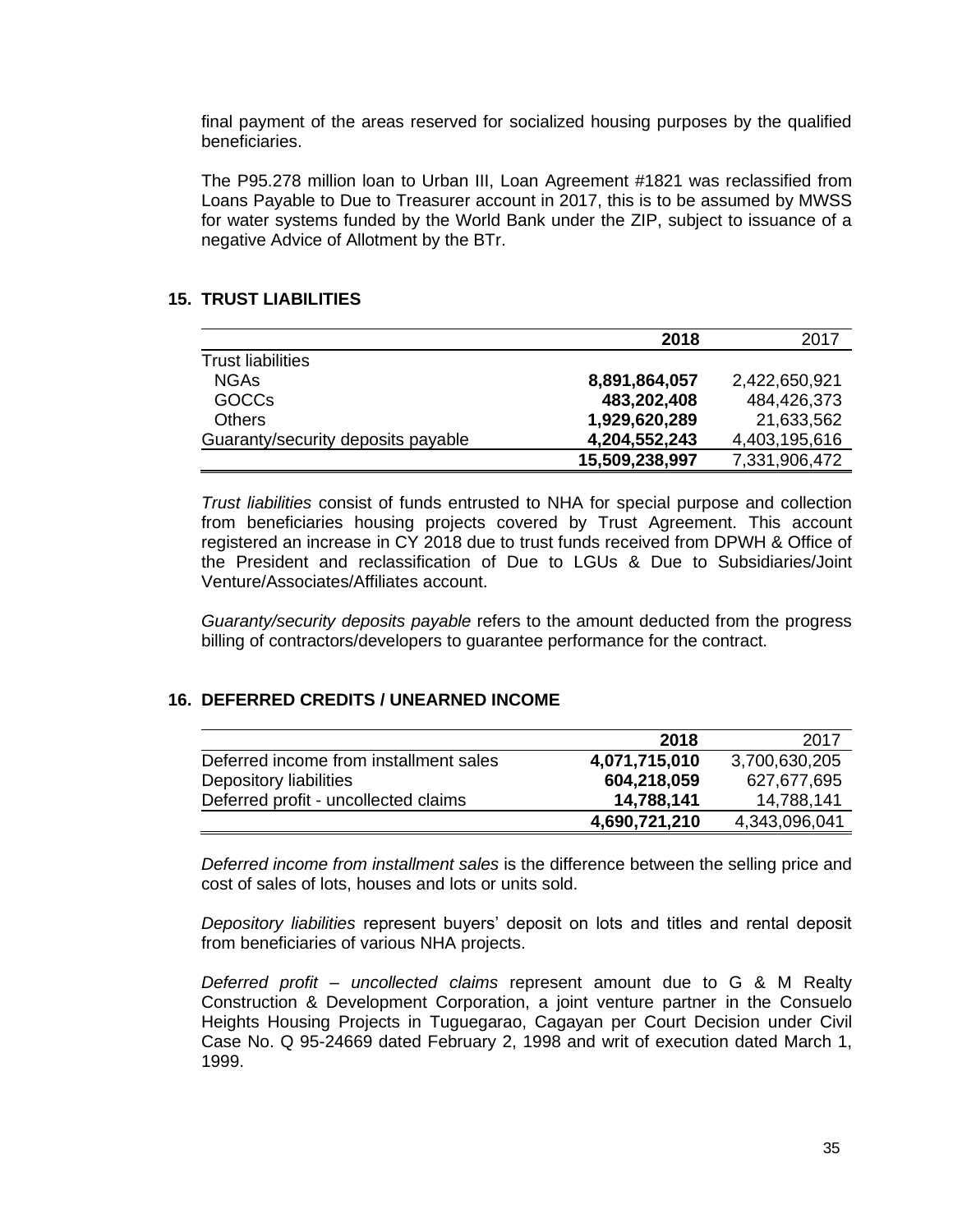final payment of the areas reserved for socialized housing purposes by the qualified beneficiaries.

The P95.278 million loan to Urban III, Loan Agreement #1821 was reclassified from Loans Payable to Due to Treasurer account in 2017, this is to be assumed by MWSS for water systems funded by the World Bank under the ZIP, subject to issuance of a negative Advice of Allotment by the BTr.

## 15. TRUST LIABILITIES

| | **2018** | 2017 |
|---|---|---|
| Trust liabilities | | |
| NGAs | **8,891,864,057** | 2,422,650,921 |
| GOCCs | **483,202,408** | 484,426,373 |
| Others | **1,929,620,289** | 21,633,562 |
| Guaranty/security deposits payable | **4,204,552,243** | 4,403,195,616 |
| | **15,509,238,997** | 7,331,906,472 |

*Trust liabilities* consist of funds entrusted to NHA for special purpose and collection from beneficiaries housing projects covered by Trust Agreement. This account registered an increase in CY 2018 due to trust funds received from DPWH & Office of the President and reclassification of Due to LGUs & Due to Subsidiaries/Joint Venture/Associates/Affiliates account.

*Guaranty/security deposits payable* refers to the amount deducted from the progress billing of contractors/developers to guarantee performance for the contract.

## 16. DEFERRED CREDITS / UNEARNED INCOME

| | **2018** | 2017 |
|---|---|---|
| Deferred income from installment sales | **4,071,715,010** | 3,700,630,205 |
| Depository liabilities | **604,218,059** | 627,677,695 |
| Deferred profit - uncollected claims | **14,788,141** | 14,788,141 |
| | **4,690,721,210** | 4,343,096,041 |

*Deferred income from installment sales* is the difference between the selling price and cost of sales of lots, houses and lots or units sold.

*Depository liabilities* represent buyers' deposit on lots and titles and rental deposit from beneficiaries of various NHA projects.

*Deferred profit – uncollected claims* represent amount due to G & M Realty Construction & Development Corporation, a joint venture partner in the Consuelo Heights Housing Projects in Tuguegarao, Cagayan per Court Decision under Civil Case No. Q 95-24669 dated February 2, 1998 and writ of execution dated March 1, 1999.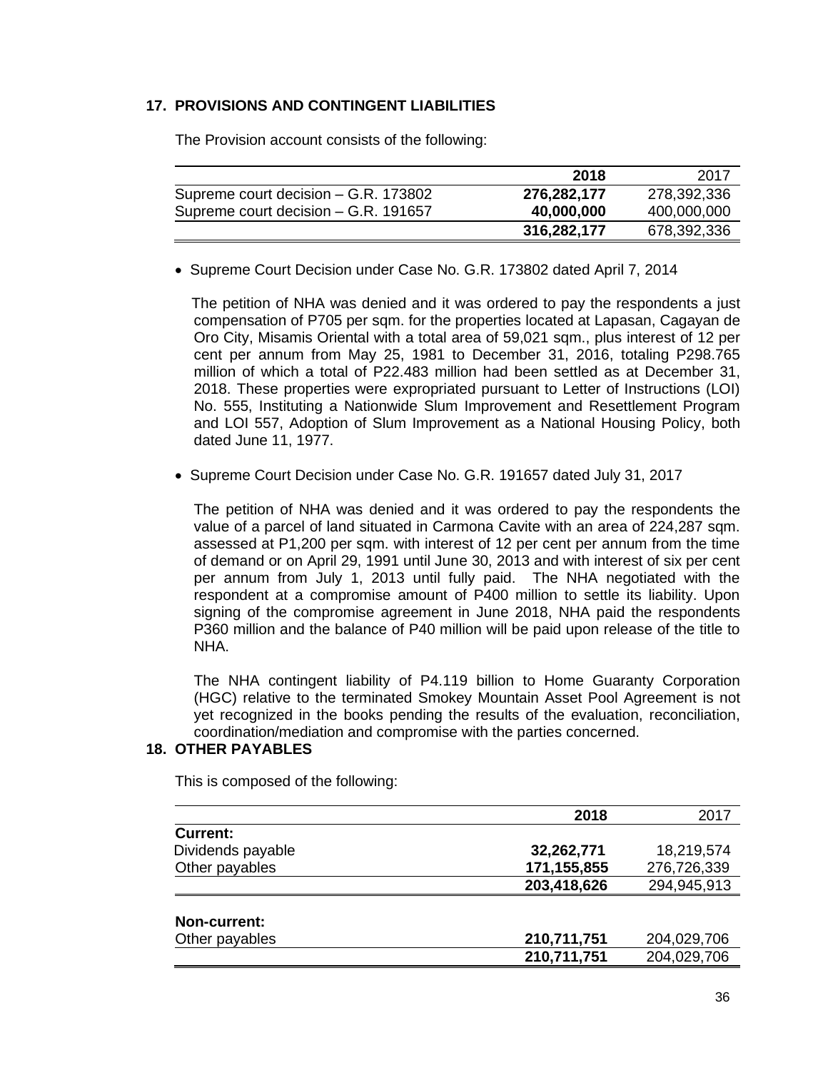## 17. PROVISIONS AND CONTINGENT LIABILITIES

The Provision account consists of the following:

| | **2018** | 2017 |
|---|---|---|
| Supreme court decision – G.R. 173802 | **276,282,177** | 278,392,336 |
| Supreme court decision – G.R. 191657 | **40,000,000** | 400,000,000 |
| | **316,282,177** | 678,392,336 |

- Supreme Court Decision under Case No. G.R. 173802 dated April 7, 2014

  The petition of NHA was denied and it was ordered to pay the respondents a just compensation of P705 per sqm. for the properties located at Lapasan, Cagayan de Oro City, Misamis Oriental with a total area of 59,021 sqm., plus interest of 12 per cent per annum from May 25, 1981 to December 31, 2016, totaling P298.765 million of which a total of P22.483 million had been settled as at December 31, 2018. These properties were expropriated pursuant to Letter of Instructions (LOI) No. 555, Instituting a Nationwide Slum Improvement and Resettlement Program and LOI 557, Adoption of Slum Improvement as a National Housing Policy, both dated June 11, 1977.

- Supreme Court Decision under Case No. G.R. 191657 dated July 31, 2017

  The petition of NHA was denied and it was ordered to pay the respondents the value of a parcel of land situated in Carmona Cavite with an area of 224,287 sqm. assessed at P1,200 per sqm. with interest of 12 per cent per annum from the time of demand or on April 29, 1991 until June 30, 2013 and with interest of six per cent per annum from July 1, 2013 until fully paid. The NHA negotiated with the respondent at a compromise amount of P400 million to settle its liability. Upon signing of the compromise agreement in June 2018, NHA paid the respondents P360 million and the balance of P40 million will be paid upon release of the title to NHA.

  The NHA contingent liability of P4.119 billion to Home Guaranty Corporation (HGC) relative to the terminated Smokey Mountain Asset Pool Agreement is not yet recognized in the books pending the results of the evaluation, reconciliation, coordination/mediation and compromise with the parties concerned.

## 18. OTHER PAYABLES

This is composed of the following:

| | **2018** | 2017 |
|---|---|---|
| **Current:** | | |
| Dividends payable | **32,262,771** | 18,219,574 |
| Other payables | **171,155,855** | 276,726,339 |
| | **203,418,626** | 294,945,913 |
| **Non-current:** | | |
| Other payables | **210,711,751** | 204,029,706 |
| | **210,711,751** | 204,029,706 |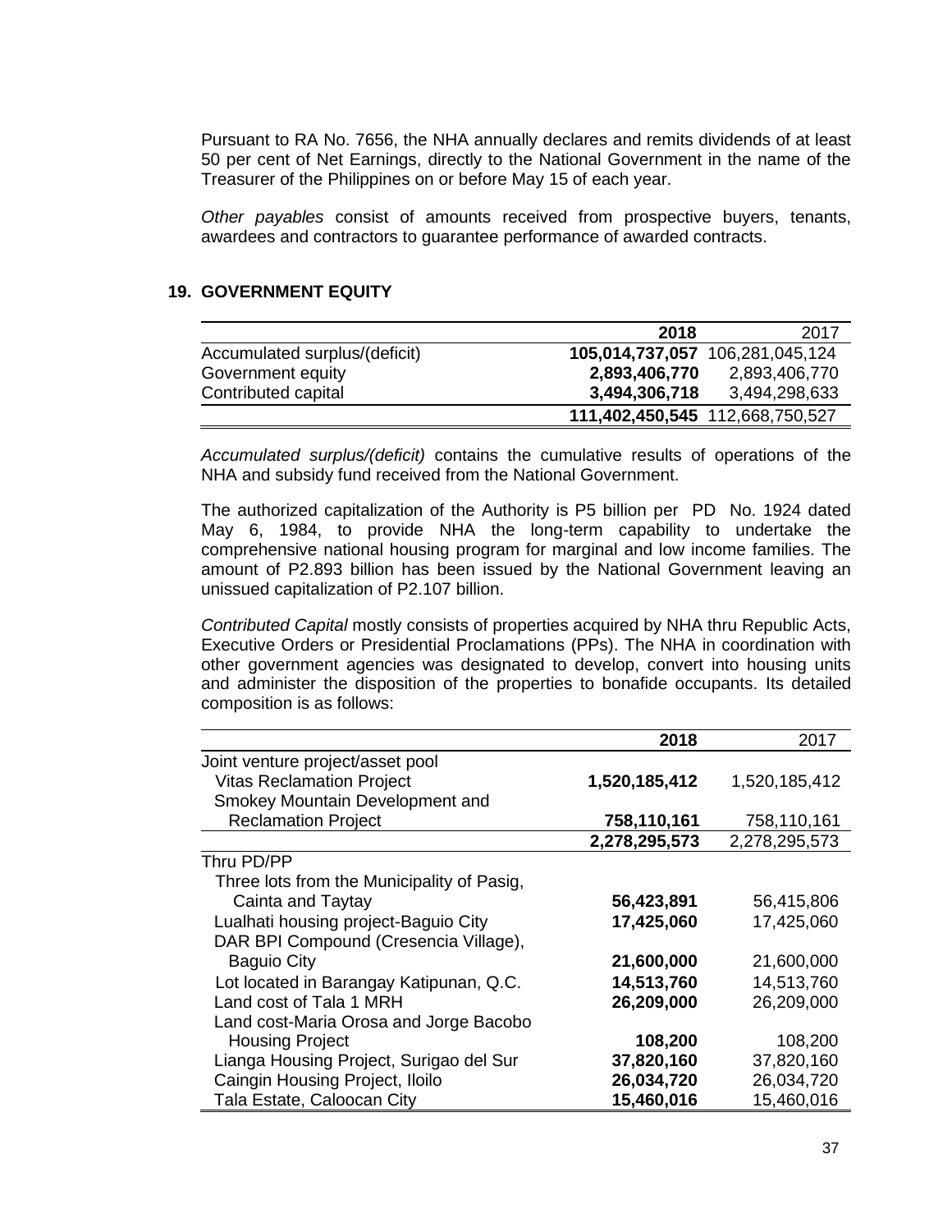Pursuant to RA No. 7656, the NHA annually declares and remits dividends of at least 50 per cent of Net Earnings, directly to the National Government in the name of the Treasurer of the Philippines on or before May 15 of each year.

*Other payables* consist of amounts received from prospective buyers, tenants, awardees and contractors to guarantee performance of awarded contracts.

## 19. GOVERNMENT EQUITY

| | 2018 | 2017 |
|---|---|---|
| Accumulated surplus/(deficit) | **105,014,737,057** | 106,281,045,124 |
| Government equity | **2,893,406,770** | 2,893,406,770 |
| Contributed capital | **3,494,306,718** | 3,494,298,633 |
| | **111,402,450,545** | 112,668,750,527 |

*Accumulated surplus/(deficit)* contains the cumulative results of operations of the NHA and subsidy fund received from the National Government.

The authorized capitalization of the Authority is P5 billion per PD No. 1924 dated May 6, 1984, to provide NHA the long-term capability to undertake the comprehensive national housing program for marginal and low income families. The amount of P2.893 billion has been issued by the National Government leaving an unissued capitalization of P2.107 billion.

*Contributed Capital* mostly consists of properties acquired by NHA thru Republic Acts, Executive Orders or Presidential Proclamations (PPs). The NHA in coordination with other government agencies was designated to develop, convert into housing units and administer the disposition of the properties to bonafide occupants. Its detailed composition is as follows:

| | 2018 | 2017 |
|---|---|---|
| Joint venture project/asset pool | | |
| Vitas Reclamation Project | **1,520,185,412** | 1,520,185,412 |
| Smokey Mountain Development and Reclamation Project | **758,110,161** | 758,110,161 |
| | **2,278,295,573** | 2,278,295,573 |
| Thru PD/PP | | |
| Three lots from the Municipality of Pasig, Cainta and Taytay | **56,423,891** | 56,415,806 |
| Lualhati housing project-Baguio City | **17,425,060** | 17,425,060 |
| DAR BPI Compound (Cresencia Village), Baguio City | **21,600,000** | 21,600,000 |
| Lot located in Barangay Katipunan, Q.C. | **14,513,760** | 14,513,760 |
| Land cost of Tala 1 MRH | **26,209,000** | 26,209,000 |
| Land cost-Maria Orosa and Jorge Bacobo Housing Project | **108,200** | 108,200 |
| Lianga Housing Project, Surigao del Sur | **37,820,160** | 37,820,160 |
| Caingin Housing Project, Iloilo | **26,034,720** | 26,034,720 |
| Tala Estate, Caloocan City | **15,460,016** | 15,460,016 |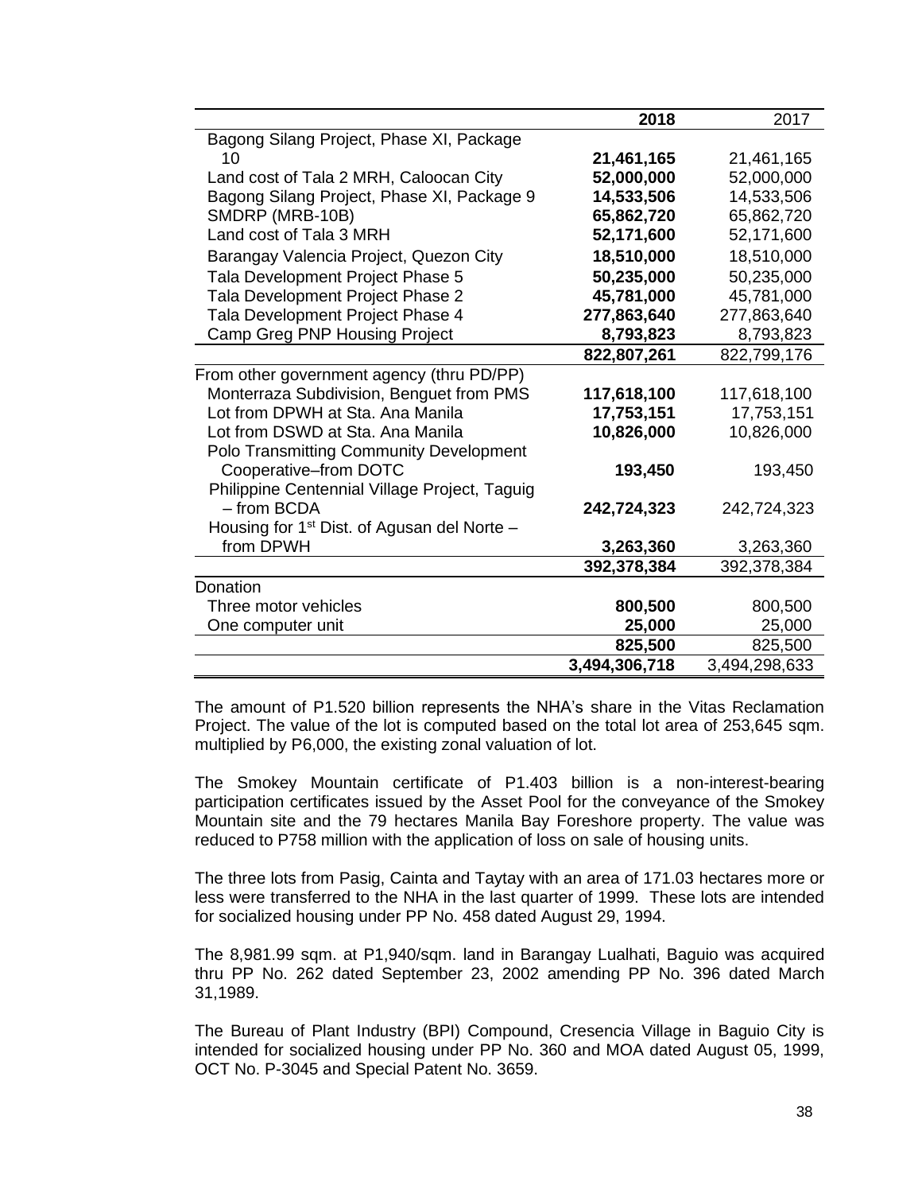| | 2018 | 2017 |
|---|---|---|
| Bagong Silang Project, Phase XI, Package 10 | **21,461,165** | 21,461,165 |
| Land cost of Tala 2 MRH, Caloocan City | **52,000,000** | 52,000,000 |
| Bagong Silang Project, Phase XI, Package 9 | **14,533,506** | 14,533,506 |
| SMDRP (MRB-10B) | **65,862,720** | 65,862,720 |
| Land cost of Tala 3 MRH | **52,171,600** | 52,171,600 |
| Barangay Valencia Project, Quezon City | **18,510,000** | 18,510,000 |
| Tala Development Project Phase 5 | **50,235,000** | 50,235,000 |
| Tala Development Project Phase 2 | **45,781,000** | 45,781,000 |
| Tala Development Project Phase 4 | **277,863,640** | 277,863,640 |
| Camp Greg PNP Housing Project | **8,793,823** | 8,793,823 |
| | **822,807,261** | 822,799,176 |
| From other government agency (thru PD/PP) | | |
| Monterraza Subdivision, Benguet from PMS | **117,618,100** | 117,618,100 |
| Lot from DPWH at Sta. Ana Manila | **17,753,151** | 17,753,151 |
| Lot from DSWD at Sta. Ana Manila | **10,826,000** | 10,826,000 |
| Polo Transmitting Community Development Cooperative–from DOTC | **193,450** | 193,450 |
| Philippine Centennial Village Project, Taguig – from BCDA | **242,724,323** | 242,724,323 |
| Housing for 1st Dist. of Agusan del Norte – from DPWH | **3,263,360** | 3,263,360 |
| | **392,378,384** | 392,378,384 |
| Donation | | |
| Three motor vehicles | **800,500** | 800,500 |
| One computer unit | **25,000** | 25,000 |
| | **825,500** | 825,500 |
| | **3,494,306,718** | 3,494,298,633 |

The amount of P1.520 billion represents the NHA's share in the Vitas Reclamation Project. The value of the lot is computed based on the total lot area of 253,645 sqm. multiplied by P6,000, the existing zonal valuation of lot.

The Smokey Mountain certificate of P1.403 billion is a non-interest-bearing participation certificates issued by the Asset Pool for the conveyance of the Smokey Mountain site and the 79 hectares Manila Bay Foreshore property. The value was reduced to P758 million with the application of loss on sale of housing units.

The three lots from Pasig, Cainta and Taytay with an area of 171.03 hectares more or less were transferred to the NHA in the last quarter of 1999. These lots are intended for socialized housing under PP No. 458 dated August 29, 1994.

The 8,981.99 sqm. at P1,940/sqm. land in Barangay Lualhati, Baguio was acquired thru PP No. 262 dated September 23, 2002 amending PP No. 396 dated March 31,1989.

The Bureau of Plant Industry (BPI) Compound, Cresencia Village in Baguio City is intended for socialized housing under PP No. 360 and MOA dated August 05, 1999, OCT No. P-3045 and Special Patent No. 3659.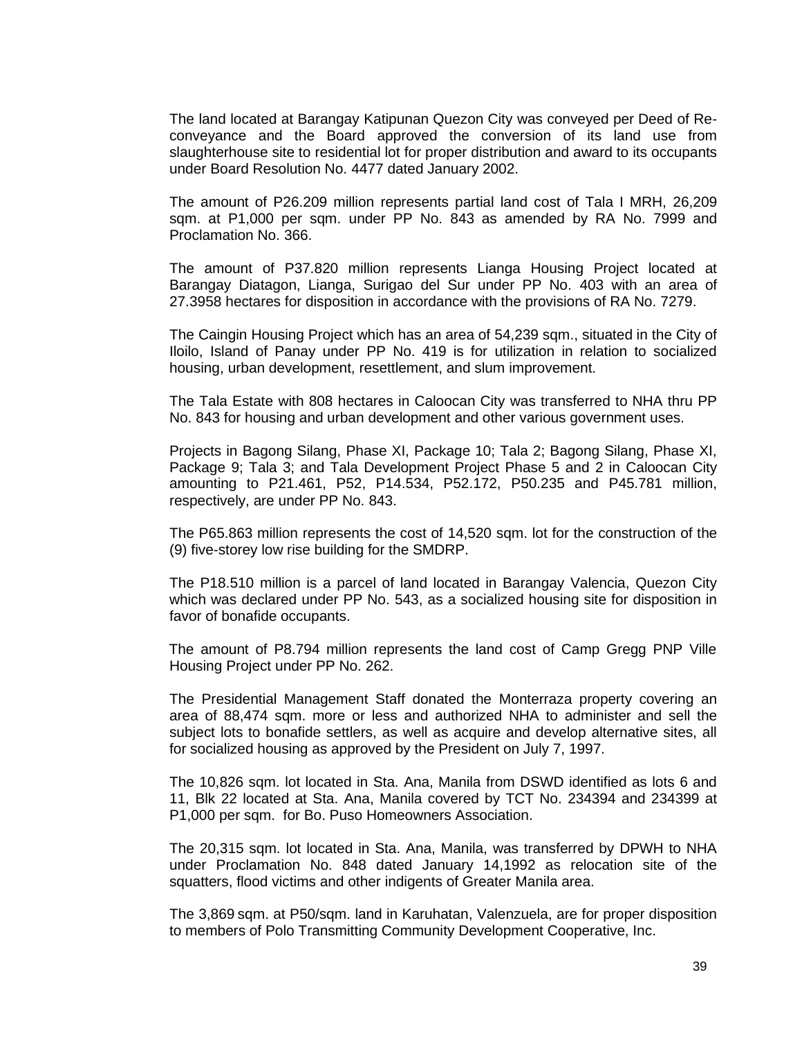The land located at Barangay Katipunan Quezon City was conveyed per Deed of Re-conveyance and the Board approved the conversion of its land use from slaughterhouse site to residential lot for proper distribution and award to its occupants under Board Resolution No. 4477 dated January 2002.

The amount of P26.209 million represents partial land cost of Tala I MRH, 26,209 sqm. at P1,000 per sqm. under PP No. 843 as amended by RA No. 7999 and Proclamation No. 366.

The amount of P37.820 million represents Lianga Housing Project located at Barangay Diatagon, Lianga, Surigao del Sur under PP No. 403 with an area of 27.3958 hectares for disposition in accordance with the provisions of RA No. 7279.

The Caingin Housing Project which has an area of 54,239 sqm., situated in the City of Iloilo, Island of Panay under PP No. 419 is for utilization in relation to socialized housing, urban development, resettlement, and slum improvement.

The Tala Estate with 808 hectares in Caloocan City was transferred to NHA thru PP No. 843 for housing and urban development and other various government uses.

Projects in Bagong Silang, Phase XI, Package 10; Tala 2; Bagong Silang, Phase XI, Package 9; Tala 3; and Tala Development Project Phase 5 and 2 in Caloocan City amounting to P21.461, P52, P14.534, P52.172, P50.235 and P45.781 million, respectively, are under PP No. 843.

The P65.863 million represents the cost of 14,520 sqm. lot for the construction of the (9) five-storey low rise building for the SMDRP.

The P18.510 million is a parcel of land located in Barangay Valencia, Quezon City which was declared under PP No. 543, as a socialized housing site for disposition in favor of bonafide occupants.

The amount of P8.794 million represents the land cost of Camp Gregg PNP Ville Housing Project under PP No. 262.

The Presidential Management Staff donated the Monterraza property covering an area of 88,474 sqm. more or less and authorized NHA to administer and sell the subject lots to bonafide settlers, as well as acquire and develop alternative sites, all for socialized housing as approved by the President on July 7, 1997.

The 10,826 sqm. lot located in Sta. Ana, Manila from DSWD identified as lots 6 and 11, Blk 22 located at Sta. Ana, Manila covered by TCT No. 234394 and 234399 at P1,000 per sqm. for Bo. Puso Homeowners Association.

The 20,315 sqm. lot located in Sta. Ana, Manila, was transferred by DPWH to NHA under Proclamation No. 848 dated January 14,1992 as relocation site of the squatters, flood victims and other indigents of Greater Manila area.

The 3,869 sqm. at P50/sqm. land in Karuhatan, Valenzuela, are for proper disposition to members of Polo Transmitting Community Development Cooperative, Inc.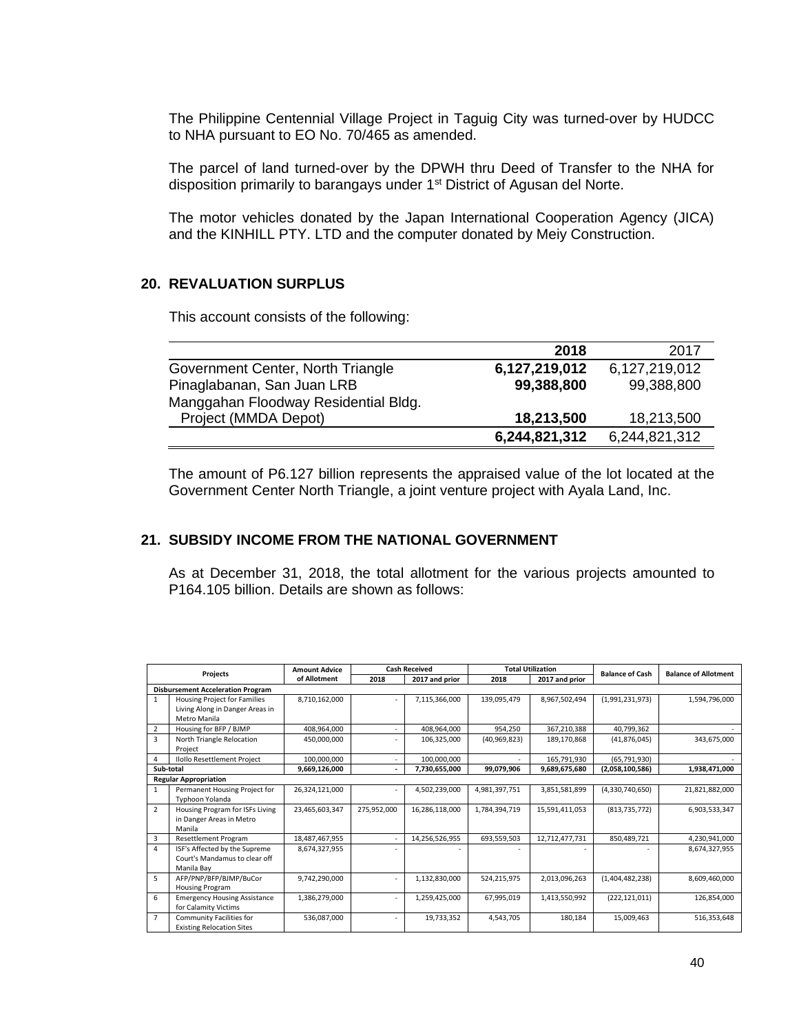The Philippine Centennial Village Project in Taguig City was turned-over by HUDCC to NHA pursuant to EO No. 70/465 as amended.

The parcel of land turned-over by the DPWH thru Deed of Transfer to the NHA for disposition primarily to barangays under 1st District of Agusan del Norte.

The motor vehicles donated by the Japan International Cooperation Agency (JICA) and the KINHILL PTY. LTD and the computer donated by Meiy Construction.

## 20. REVALUATION SURPLUS

This account consists of the following:

| | 2018 | 2017 |
|---|---|---|
| Government Center, North Triangle | **6,127,219,012** | 6,127,219,012 |
| Pinaglabanan, San Juan LRB | **99,388,800** | 99,388,800 |
| Manggahan Floodway Residential Bldg. Project (MMDA Depot) | **18,213,500** | 18,213,500 |
| | **6,244,821,312** | 6,244,821,312 |

The amount of P6.127 billion represents the appraised value of the lot located at the Government Center North Triangle, a joint venture project with Ayala Land, Inc.

## 21. SUBSIDY INCOME FROM THE NATIONAL GOVERNMENT

As at December 31, 2018, the total allotment for the various projects amounted to P164.105 billion. Details are shown as follows:

| Projects | | Amount Advice of Allotment | Cash Received | | Total Utilization | | Balance of Cash | Balance of Allotment |
|---|---|---|---|---|---|---|---|---|
| | | | 2018 | 2017 and prior | 2018 | 2017 and prior | | |
| **Disbursement Acceleration Program** | | | | | | | | |
| 1 | Housing Project for Families Living Along in Danger Areas in Metro Manila | 8,710,162,000 | - | 7,115,366,000 | 139,095,479 | 8,967,502,494 | (1,991,231,973) | 1,594,796,000 |
| 2 | Housing for BFP / BJMP | 408,964,000 | - | 408,964,000 | 954,250 | 367,210,388 | 40,799,362 | - |
| 3 | North Triangle Relocation Project | 450,000,000 | - | 106,325,000 | (40,969,823) | 189,170,868 | (41,876,045) | 343,675,000 |
| 4 | Ilollo Resettlement Project | 100,000,000 | - | 100,000,000 | - | 165,791,930 | (65,791,930) | - |
| **Sub-total** | | **9,669,126,000** | **-** | **7,730,655,000** | **99,079,906** | **9,689,675,680** | **(2,058,100,586)** | **1,938,471,000** |
| **Regular Appropriation** | | | | | | | | |
| 1 | Permanent Housing Project for Typhoon Yolanda | 26,324,121,000 | - | 4,502,239,000 | 4,981,397,751 | 3,851,581,899 | (4,330,740,650) | 21,821,882,000 |
| 2 | Housing Program for ISFs Living in Danger Areas in Metro Manila | 23,465,603,347 | 275,952,000 | 16,286,118,000 | 1,784,394,719 | 15,591,411,053 | (813,735,772) | 6,903,533,347 |
| 3 | Resettlement Program | 18,487,467,955 | - | 14,256,526,955 | 693,559,503 | 12,712,477,731 | 850,489,721 | 4,230,941,000 |
| 4 | ISF's Affected by the Supreme Court's Mandamus to clear off Manila Bay | 8,674,327,955 | - | - | - | - | - | 8,674,327,955 |
| 5 | AFP/PNP/BFP/BJMP/BuCor Housing Program | 9,742,290,000 | - | 1,132,830,000 | 524,215,975 | 2,013,096,263 | (1,404,482,238) | 8,609,460,000 |
| 6 | Emergency Housing Assistance for Calamity Victims | 1,386,279,000 | - | 1,259,425,000 | 67,995,019 | 1,413,550,992 | (222,121,011) | 126,854,000 |
| 7 | Community Facilities for Existing Relocation Sites | 536,087,000 | - | 19,733,352 | 4,543,705 | 180,184 | 15,009,463 | 516,353,648 |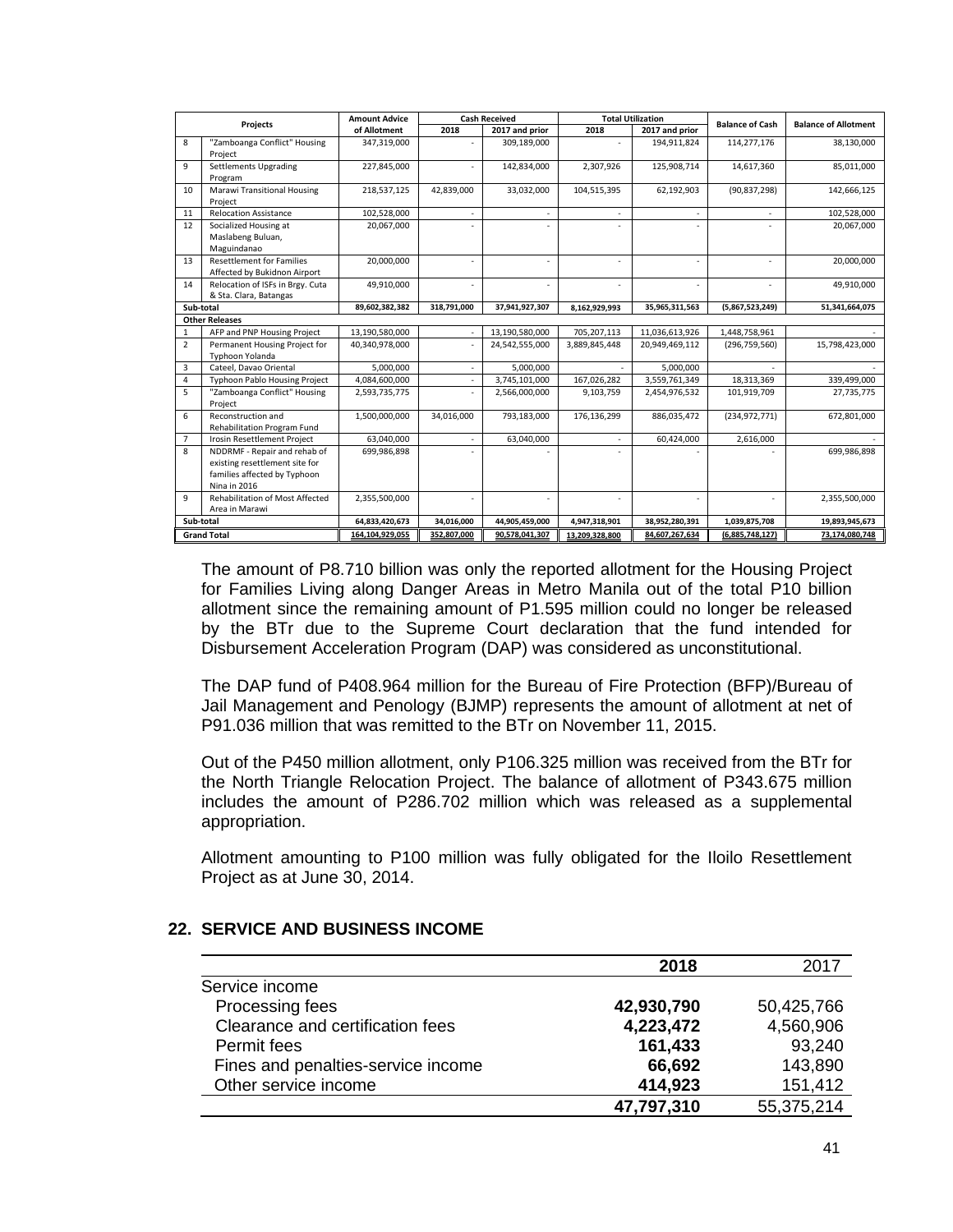| | Projects | Amount Advice of Allotment | Cash Received | | Total Utilization | | Balance of Cash | Balance of Allotment |
|---|---|---|---|---|---|---|---|---|
| | | | 2018 | 2017 and prior | 2018 | 2017 and prior | | |
| 8 | "Zamboanga Conflict" Housing Project | 347,319,000 | - | 309,189,000 | - | 194,911,824 | 114,277,176 | 38,130,000 |
| 9 | Settlements Upgrading Program | 227,845,000 | - | 142,834,000 | 2,307,926 | 125,908,714 | 14,617,360 | 85,011,000 |
| 10 | Marawi Transitional Housing Project | 218,537,125 | 42,839,000 | 33,032,000 | 104,515,395 | 62,192,903 | (90,837,298) | 142,666,125 |
| 11 | Relocation Assistance | 102,528,000 | - | - | - | - | - | 102,528,000 |
| 12 | Socialized Housing at Maslabeng Buluan, Maguindanao | 20,067,000 | - | - | - | - | - | 20,067,000 |
| 13 | Resettlement for Families Affected by Bukidnon Airport | 20,000,000 | - | - | - | - | - | 20,000,000 |
| 14 | Relocation of ISFs in Brgy. Cuta & Sta. Clara, Batangas | 49,910,000 | - | - | - | - | - | 49,910,000 |
| Sub-total | | 89,602,382,382 | 318,791,000 | 37,941,927,307 | 8,162,929,993 | 35,965,311,563 | (5,867,523,249) | 51,341,664,075 |
| Other Releases | | | | | | | | |
| 1 | AFP and PNP Housing Project | 13,190,580,000 | - | 13,190,580,000 | 705,207,113 | 11,036,613,926 | 1,448,758,961 | - |
| 2 | Permanent Housing Project for Typhoon Yolanda | 40,340,978,000 | - | 24,542,555,000 | 3,889,845,448 | 20,949,469,112 | (296,759,560) | 15,798,423,000 |
| 3 | Cateel, Davao Oriental | 5,000,000 | - | 5,000,000 | - | 5,000,000 | - | - |
| 4 | Typhoon Pablo Housing Project | 4,084,600,000 | - | 3,745,101,000 | 167,026,282 | 3,559,761,349 | 18,313,369 | 339,499,000 |
| 5 | "Zamboanga Conflict" Housing Project | 2,593,735,775 | - | 2,566,000,000 | 9,103,759 | 2,454,976,532 | 101,919,709 | 27,735,775 |
| 6 | Reconstruction and Rehabilitation Program Fund | 1,500,000,000 | 34,016,000 | 793,183,000 | 176,136,299 | 886,035,472 | (234,972,771) | 672,801,000 |
| 7 | Irosin Resettlement Project | 63,040,000 | - | 63,040,000 | - | 60,424,000 | 2,616,000 | - |
| 8 | NDDRMF - Repair and rehab of existing resettlement site for families affected by Typhoon Nina in 2016 | 699,986,898 | - | - | - | - | - | 699,986,898 |
| 9 | Rehabilitation of Most Affected Area in Marawi | 2,355,500,000 | - | - | - | - | - | 2,355,500,000 |
| Sub-total | | 64,833,420,673 | 34,016,000 | 44,905,459,000 | 4,947,318,901 | 38,952,280,391 | 1,039,875,708 | 19,893,945,673 |
| Grand Total | | 164,104,929,055 | 352,807,000 | 90,578,041,307 | 13,209,328,800 | 84,607,267,634 | (6,885,748,127) | 73,174,080,748 |

The amount of P8.710 billion was only the reported allotment for the Housing Project for Families Living along Danger Areas in Metro Manila out of the total P10 billion allotment since the remaining amount of P1.595 million could no longer be released by the BTr due to the Supreme Court declaration that the fund intended for Disbursement Acceleration Program (DAP) was considered as unconstitutional.

The DAP fund of P408.964 million for the Bureau of Fire Protection (BFP)/Bureau of Jail Management and Penology (BJMP) represents the amount of allotment at net of P91.036 million that was remitted to the BTr on November 11, 2015.

Out of the P450 million allotment, only P106.325 million was received from the BTr for the North Triangle Relocation Project. The balance of allotment of P343.675 million includes the amount of P286.702 million which was released as a supplemental appropriation.

Allotment amounting to P100 million was fully obligated for the Iloilo Resettlement Project as at June 30, 2014.

## 22. SERVICE AND BUSINESS INCOME

| | 2018 | 2017 |
|---|---|---|
| Service income | | |
| Processing fees | **42,930,790** | 50,425,766 |
| Clearance and certification fees | **4,223,472** | 4,560,906 |
| Permit fees | **161,433** | 93,240 |
| Fines and penalties-service income | **66,692** | 143,890 |
| Other service income | **414,923** | 151,412 |
| | **47,797,310** | 55,375,214 |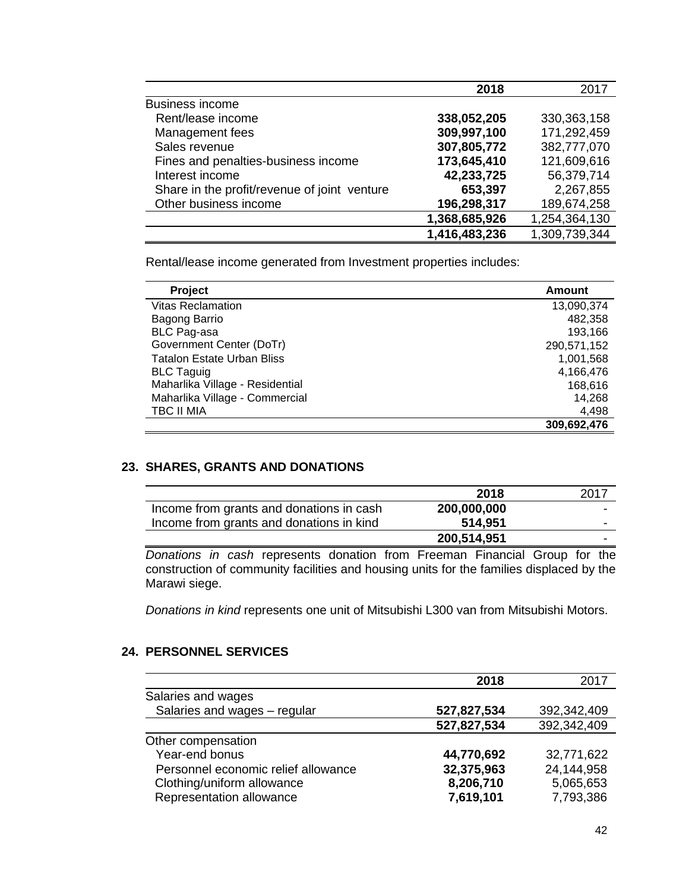| | 2018 | 2017 |
|---|---|---|
| Business income | | |
| Rent/lease income | **338,052,205** | 330,363,158 |
| Management fees | **309,997,100** | 171,292,459 |
| Sales revenue | **307,805,772** | 382,777,070 |
| Fines and penalties-business income | **173,645,410** | 121,609,616 |
| Interest income | **42,233,725** | 56,379,714 |
| Share in the profit/revenue of joint venture | **653,397** | 2,267,855 |
| Other business income | **196,298,317** | 189,674,258 |
| | **1,368,685,926** | 1,254,364,130 |
| | **1,416,483,236** | 1,309,739,344 |

Rental/lease income generated from Investment properties includes:

| Project | Amount |
|---|---|
| Vitas Reclamation | 13,090,374 |
| Bagong Barrio | 482,358 |
| BLC Pag-asa | 193,166 |
| Government Center (DoTr) | 290,571,152 |
| Tatalon Estate Urban Bliss | 1,001,568 |
| BLC Taguig | 4,166,476 |
| Maharlika Village - Residential | 168,616 |
| Maharlika Village - Commercial | 14,268 |
| TBC II MIA | 4,498 |
| | **309,692,476** |

## 23. SHARES, GRANTS AND DONATIONS

| | 2018 | 2017 |
|---|---|---|
| Income from grants and donations in cash | **200,000,000** | - |
| Income from grants and donations in kind | **514,951** | - |
| | **200,514,951** | - |

*Donations in cash* represents donation from Freeman Financial Group for the construction of community facilities and housing units for the families displaced by the Marawi siege.

*Donations in kind* represents one unit of Mitsubishi L300 van from Mitsubishi Motors.

## 24. PERSONNEL SERVICES

| | 2018 | 2017 |
|---|---|---|
| Salaries and wages | | |
| Salaries and wages – regular | **527,827,534** | 392,342,409 |
| | **527,827,534** | 392,342,409 |
| Other compensation | | |
| Year-end bonus | **44,770,692** | 32,771,622 |
| Personnel economic relief allowance | **32,375,963** | 24,144,958 |
| Clothing/uniform allowance | **8,206,710** | 5,065,653 |
| Representation allowance | **7,619,101** | 7,793,386 |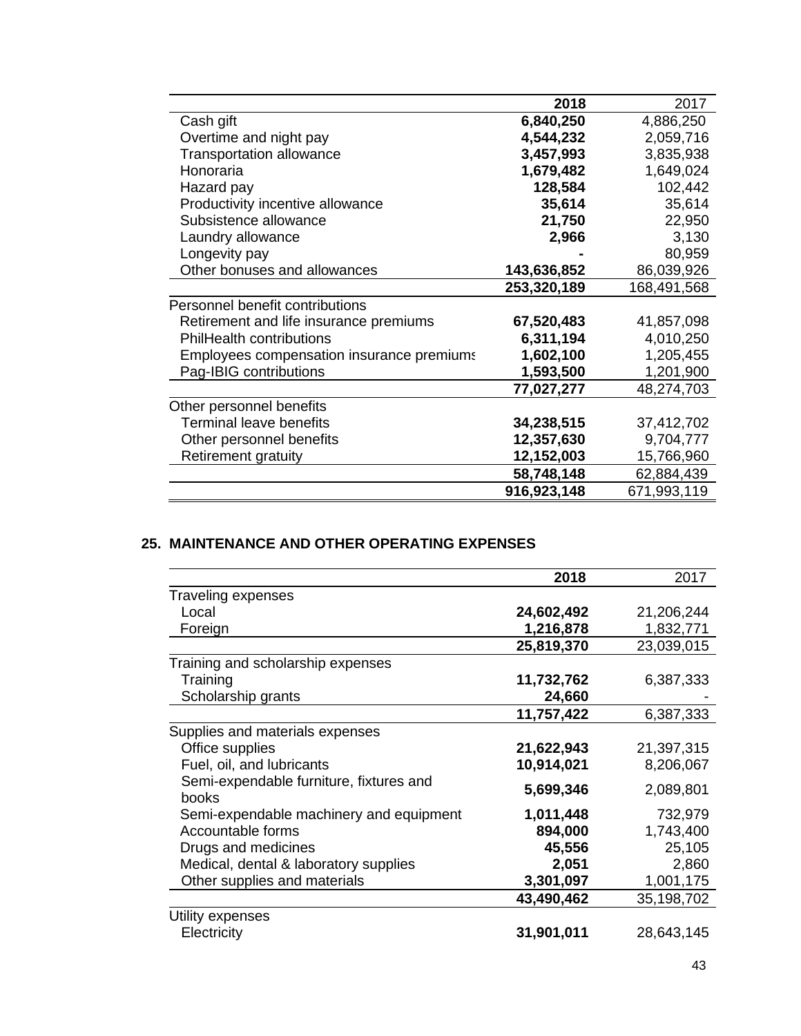| | 2018 | 2017 |
|---|---|---|
| Cash gift | **6,840,250** | 4,886,250 |
| Overtime and night pay | **4,544,232** | 2,059,716 |
| Transportation allowance | **3,457,993** | 3,835,938 |
| Honoraria | **1,679,482** | 1,649,024 |
| Hazard pay | **128,584** | 102,442 |
| Productivity incentive allowance | **35,614** | 35,614 |
| Subsistence allowance | **21,750** | 22,950 |
| Laundry allowance | **2,966** | 3,130 |
| Longevity pay | **-** | 80,959 |
| Other bonuses and allowances | **143,636,852** | 86,039,926 |
| | **253,320,189** | 168,491,568 |
| Personnel benefit contributions | | |
| Retirement and life insurance premiums | **67,520,483** | 41,857,098 |
| PhilHealth contributions | **6,311,194** | 4,010,250 |
| Employees compensation insurance premiums | **1,602,100** | 1,205,455 |
| Pag-IBIG contributions | **1,593,500** | 1,201,900 |
| | **77,027,277** | 48,274,703 |
| Other personnel benefits | | |
| Terminal leave benefits | **34,238,515** | 37,412,702 |
| Other personnel benefits | **12,357,630** | 9,704,777 |
| Retirement gratuity | **12,152,003** | 15,766,960 |
| | **58,748,148** | 62,884,439 |
| | **916,923,148** | 671,993,119 |

## 25. MAINTENANCE AND OTHER OPERATING EXPENSES

| | 2018 | 2017 |
|---|---|---|
| Traveling expenses | | |
| Local | **24,602,492** | 21,206,244 |
| Foreign | **1,216,878** | 1,832,771 |
| | **25,819,370** | 23,039,015 |
| Training and scholarship expenses | | |
| Training | **11,732,762** | 6,387,333 |
| Scholarship grants | **24,660** | - |
| | **11,757,422** | 6,387,333 |
| Supplies and materials expenses | | |
| Office supplies | **21,622,943** | 21,397,315 |
| Fuel, oil, and lubricants | **10,914,021** | 8,206,067 |
| Semi-expendable furniture, fixtures and books | **5,699,346** | 2,089,801 |
| Semi-expendable machinery and equipment | **1,011,448** | 732,979 |
| Accountable forms | **894,000** | 1,743,400 |
| Drugs and medicines | **45,556** | 25,105 |
| Medical, dental & laboratory supplies | **2,051** | 2,860 |
| Other supplies and materials | **3,301,097** | 1,001,175 |
| | **43,490,462** | 35,198,702 |
| Utility expenses | | |
| Electricity | **31,901,011** | 28,643,145 |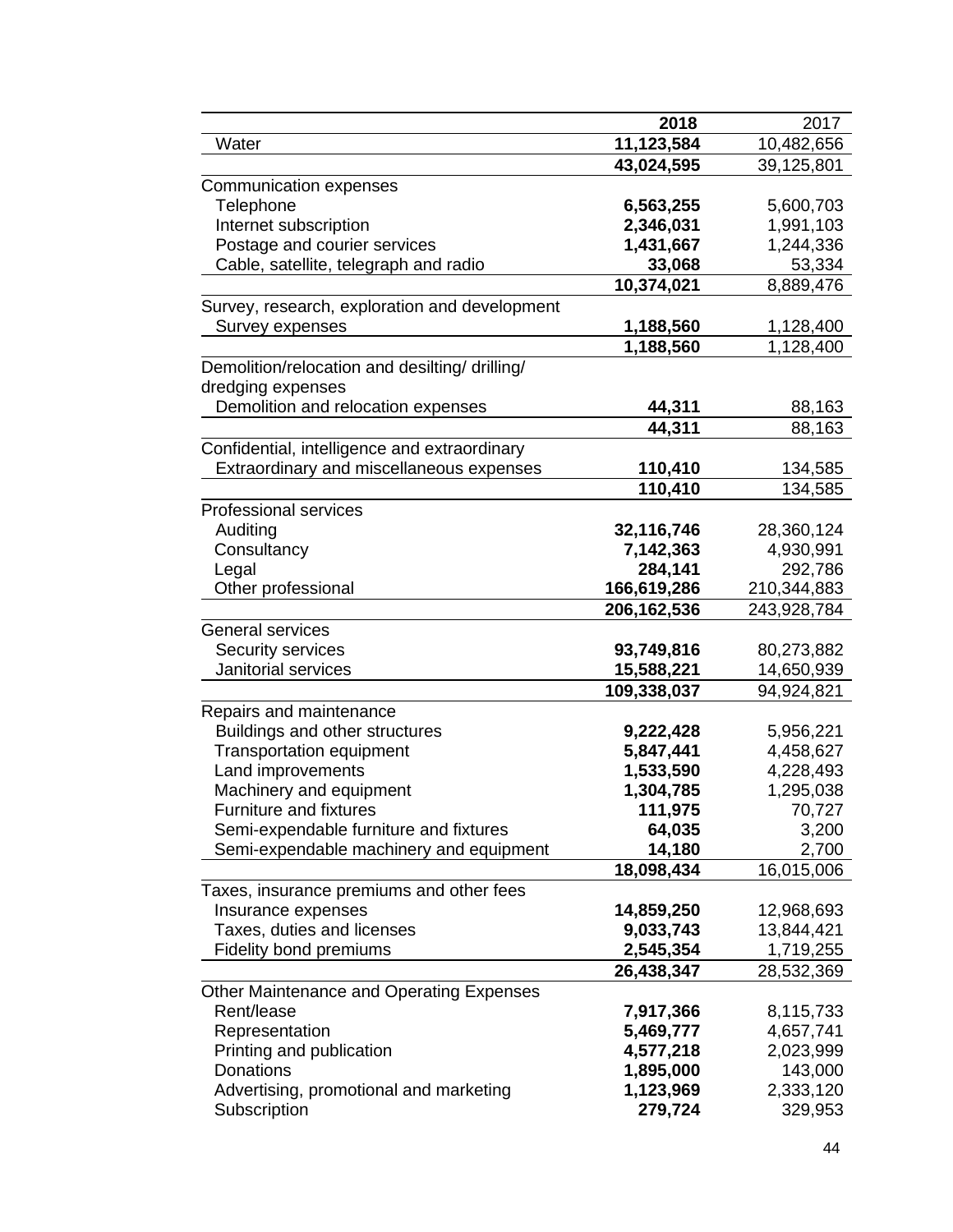| | 2018 | 2017 |
|---|---|---|
| Water | **11,123,584** | 10,482,656 |
| | **43,024,595** | 39,125,801 |
| Communication expenses | | |
| Telephone | **6,563,255** | 5,600,703 |
| Internet subscription | **2,346,031** | 1,991,103 |
| Postage and courier services | **1,431,667** | 1,244,336 |
| Cable, satellite, telegraph and radio | **33,068** | 53,334 |
| | **10,374,021** | 8,889,476 |
| Survey, research, exploration and development | | |
| Survey expenses | **1,188,560** | 1,128,400 |
| | **1,188,560** | 1,128,400 |
| Demolition/relocation and desilting/ drilling/ dredging expenses | | |
| Demolition and relocation expenses | **44,311** | 88,163 |
| | **44,311** | 88,163 |
| Confidential, intelligence and extraordinary | | |
| Extraordinary and miscellaneous expenses | **110,410** | 134,585 |
| | **110,410** | 134,585 |
| Professional services | | |
| Auditing | **32,116,746** | 28,360,124 |
| Consultancy | **7,142,363** | 4,930,991 |
| Legal | **284,141** | 292,786 |
| Other professional | **166,619,286** | 210,344,883 |
| | **206,162,536** | 243,928,784 |
| General services | | |
| Security services | **93,749,816** | 80,273,882 |
| Janitorial services | **15,588,221** | 14,650,939 |
| | **109,338,037** | 94,924,821 |
| Repairs and maintenance | | |
| Buildings and other structures | **9,222,428** | 5,956,221 |
| Transportation equipment | **5,847,441** | 4,458,627 |
| Land improvements | **1,533,590** | 4,228,493 |
| Machinery and equipment | **1,304,785** | 1,295,038 |
| Furniture and fixtures | **111,975** | 70,727 |
| Semi-expendable furniture and fixtures | **64,035** | 3,200 |
| Semi-expendable machinery and equipment | **14,180** | 2,700 |
| | **18,098,434** | 16,015,006 |
| Taxes, insurance premiums and other fees | | |
| Insurance expenses | **14,859,250** | 12,968,693 |
| Taxes, duties and licenses | **9,033,743** | 13,844,421 |
| Fidelity bond premiums | **2,545,354** | 1,719,255 |
| | **26,438,347** | 28,532,369 |
| Other Maintenance and Operating Expenses | | |
| Rent/lease | **7,917,366** | 8,115,733 |
| Representation | **5,469,777** | 4,657,741 |
| Printing and publication | **4,577,218** | 2,023,999 |
| Donations | **1,895,000** | 143,000 |
| Advertising, promotional and marketing | **1,123,969** | 2,333,120 |
| Subscription | **279,724** | 329,953 |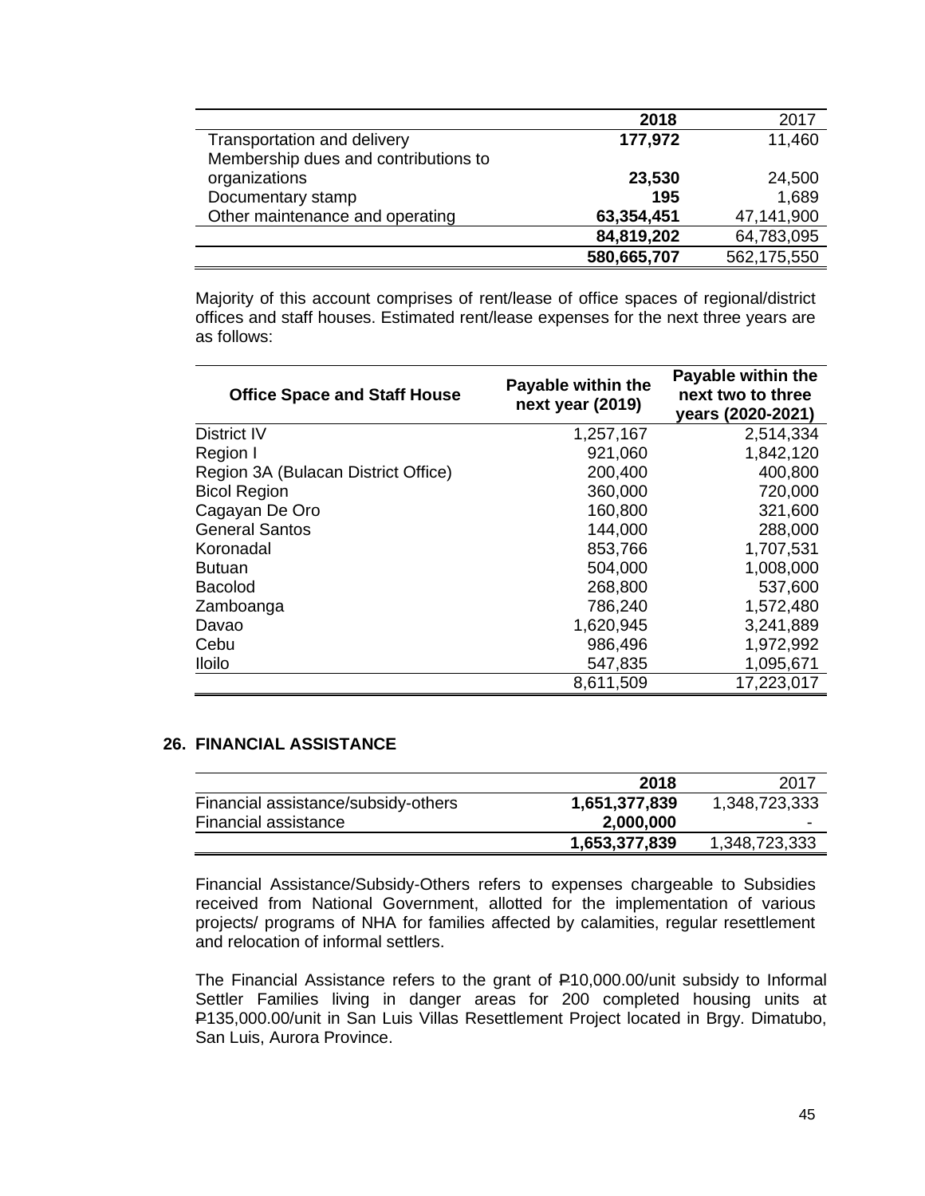| | 2018 | 2017 |
|---|---|---|
| Transportation and delivery | **177,972** | 11,460 |
| Membership dues and contributions to organizations | **23,530** | 24,500 |
| Documentary stamp | **195** | 1,689 |
| Other maintenance and operating | **63,354,451** | 47,141,900 |
| | **84,819,202** | 64,783,095 |
| | **580,665,707** | 562,175,550 |

Majority of this account comprises of rent/lease of office spaces of regional/district offices and staff houses. Estimated rent/lease expenses for the next three years are as follows:

| Office Space and Staff House | Payable within the next year (2019) | Payable within the next two to three years (2020-2021) |
|---|---|---|
| District IV | 1,257,167 | 2,514,334 |
| Region I | 921,060 | 1,842,120 |
| Region 3A (Bulacan District Office) | 200,400 | 400,800 |
| Bicol Region | 360,000 | 720,000 |
| Cagayan De Oro | 160,800 | 321,600 |
| General Santos | 144,000 | 288,000 |
| Koronadal | 853,766 | 1,707,531 |
| Butuan | 504,000 | 1,008,000 |
| Bacolod | 268,800 | 537,600 |
| Zamboanga | 786,240 | 1,572,480 |
| Davao | 1,620,945 | 3,241,889 |
| Cebu | 986,496 | 1,972,992 |
| Iloilo | 547,835 | 1,095,671 |
| | 8,611,509 | 17,223,017 |

## 26. FINANCIAL ASSISTANCE

| | 2018 | 2017 |
|---|---|---|
| Financial assistance/subsidy-others | **1,651,377,839** | 1,348,723,333 |
| Financial assistance | **2,000,000** | - |
| | **1,653,377,839** | 1,348,723,333 |

Financial Assistance/Subsidy-Others refers to expenses chargeable to Subsidies received from National Government, allotted for the implementation of various projects/ programs of NHA for families affected by calamities, regular resettlement and relocation of informal settlers.

The Financial Assistance refers to the grant of ₱10,000.00/unit subsidy to Informal Settler Families living in danger areas for 200 completed housing units at ₱135,000.00/unit in San Luis Villas Resettlement Project located in Brgy. Dimatubo, San Luis, Aurora Province.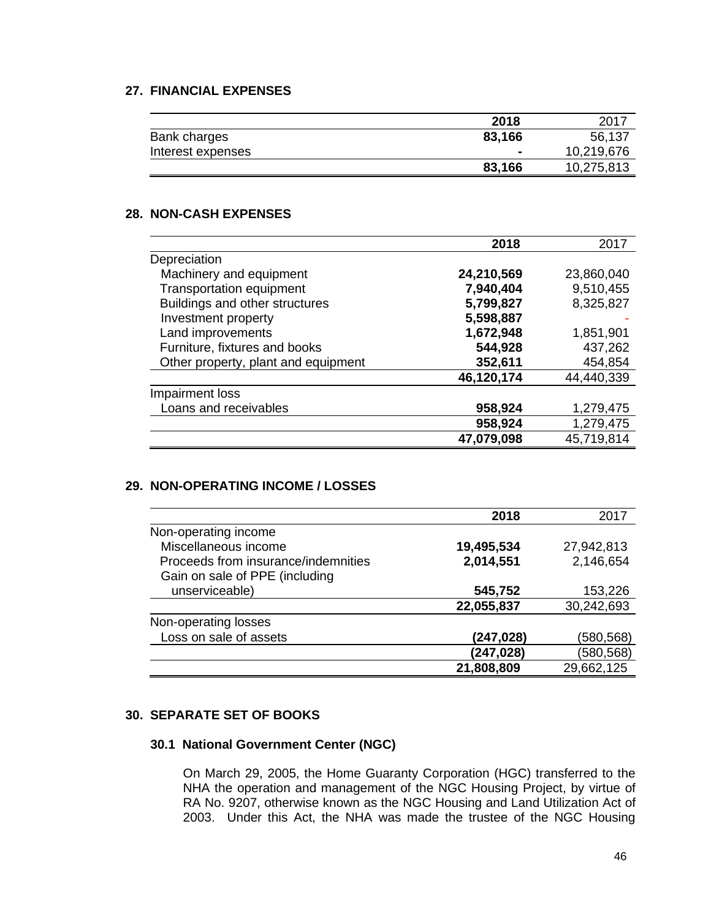## 27. FINANCIAL EXPENSES

| | 2018 | 2017 |
|---|---|---|
| Bank charges | **83,166** | 56,137 |
| Interest expenses | **-** | 10,219,676 |
| | **83,166** | 10,275,813 |

## 28. NON-CASH EXPENSES

| | 2018 | 2017 |
|---|---|---|
| Depreciation | | |
| Machinery and equipment | **24,210,569** | 23,860,040 |
| Transportation equipment | **7,940,404** | 9,510,455 |
| Buildings and other structures | **5,799,827** | 8,325,827 |
| Investment property | **5,598,887** | - |
| Land improvements | **1,672,948** | 1,851,901 |
| Furniture, fixtures and books | **544,928** | 437,262 |
| Other property, plant and equipment | **352,611** | 454,854 |
| | **46,120,174** | 44,440,339 |
| Impairment loss | | |
| Loans and receivables | **958,924** | 1,279,475 |
| | **958,924** | 1,279,475 |
| | **47,079,098** | 45,719,814 |

## 29. NON-OPERATING INCOME / LOSSES

| | 2018 | 2017 |
|---|---|---|
| Non-operating income | | |
| Miscellaneous income | **19,495,534** | 27,942,813 |
| Proceeds from insurance/indemnities | **2,014,551** | 2,146,654 |
| Gain on sale of PPE (including unserviceable) | **545,752** | 153,226 |
| | **22,055,837** | 30,242,693 |
| Non-operating losses | | |
| Loss on sale of assets | **(247,028)** | (580,568) |
| | **(247,028)** | (580,568) |
| | **21,808,809** | 29,662,125 |

## 30. SEPARATE SET OF BOOKS

### 30.1 National Government Center (NGC)

On March 29, 2005, the Home Guaranty Corporation (HGC) transferred to the NHA the operation and management of the NGC Housing Project, by virtue of RA No. 9207, otherwise known as the NGC Housing and Land Utilization Act of 2003. Under this Act, the NHA was made the trustee of the NGC Housing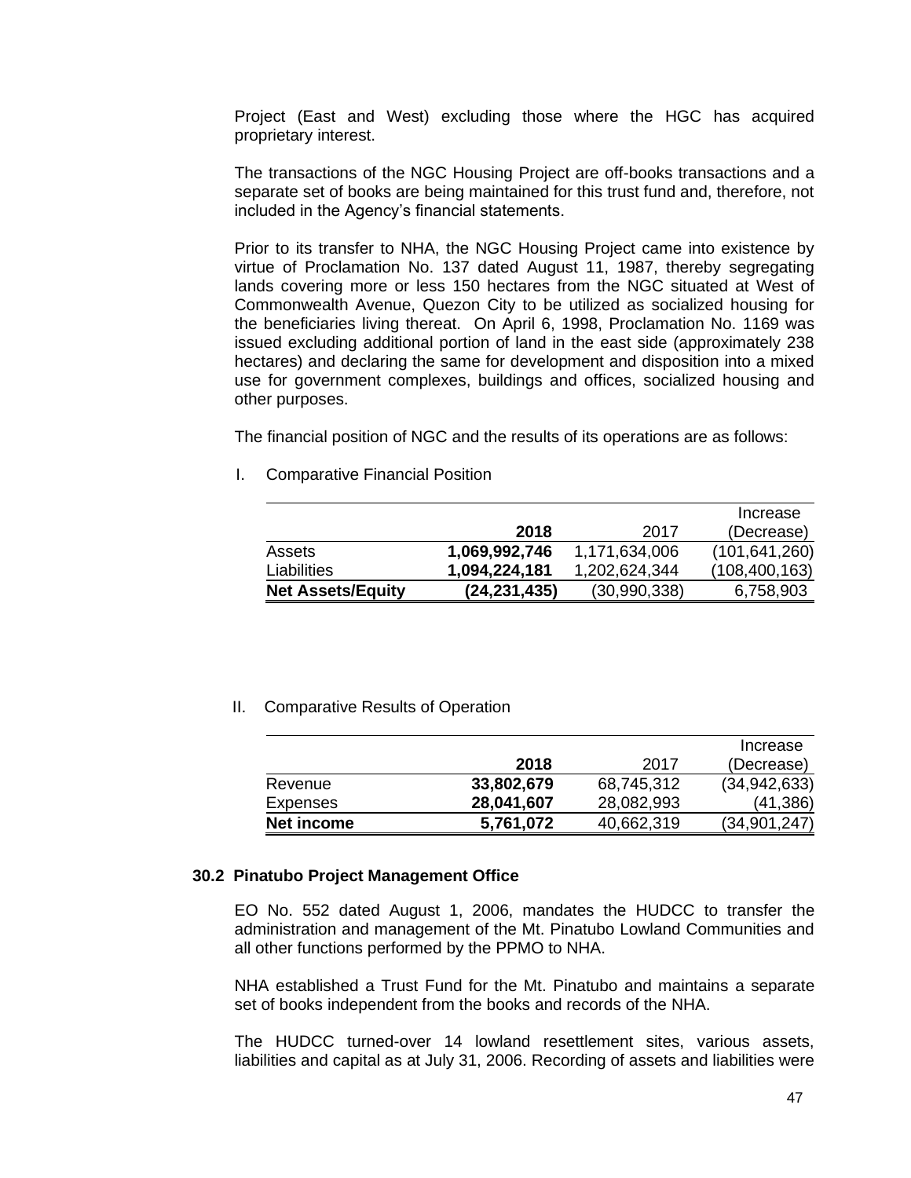Project (East and West) excluding those where the HGC has acquired proprietary interest.

The transactions of the NGC Housing Project are off-books transactions and a separate set of books are being maintained for this trust fund and, therefore, not included in the Agency's financial statements.

Prior to its transfer to NHA, the NGC Housing Project came into existence by virtue of Proclamation No. 137 dated August 11, 1987, thereby segregating lands covering more or less 150 hectares from the NGC situated at West of Commonwealth Avenue, Quezon City to be utilized as socialized housing for the beneficiaries living thereat. On April 6, 1998, Proclamation No. 1169 was issued excluding additional portion of land in the east side (approximately 238 hectares) and declaring the same for development and disposition into a mixed use for government complexes, buildings and offices, socialized housing and other purposes.

The financial position of NGC and the results of its operations are as follows:

I. Comparative Financial Position

| | **2018** | 2017 | Increase (Decrease) |
|---|---|---|---|
| Assets | **1,069,992,746** | 1,171,634,006 | (101,641,260) |
| Liabilities | **1,094,224,181** | 1,202,624,344 | (108,400,163) |
| **Net Assets/Equity** | **(24,231,435)** | (30,990,338) | 6,758,903 |

II. Comparative Results of Operation

| | **2018** | 2017 | Increase (Decrease) |
|---|---|---|---|
| Revenue | **33,802,679** | 68,745,312 | (34,942,633) |
| Expenses | **28,041,607** | 28,082,993 | (41,386) |
| **Net income** | **5,761,072** | 40,662,319 | (34,901,247) |

### 30.2 Pinatubo Project Management Office

EO No. 552 dated August 1, 2006, mandates the HUDCC to transfer the administration and management of the Mt. Pinatubo Lowland Communities and all other functions performed by the PPMO to NHA.

NHA established a Trust Fund for the Mt. Pinatubo and maintains a separate set of books independent from the books and records of the NHA.

The HUDCC turned-over 14 lowland resettlement sites, various assets, liabilities and capital as at July 31, 2006. Recording of assets and liabilities were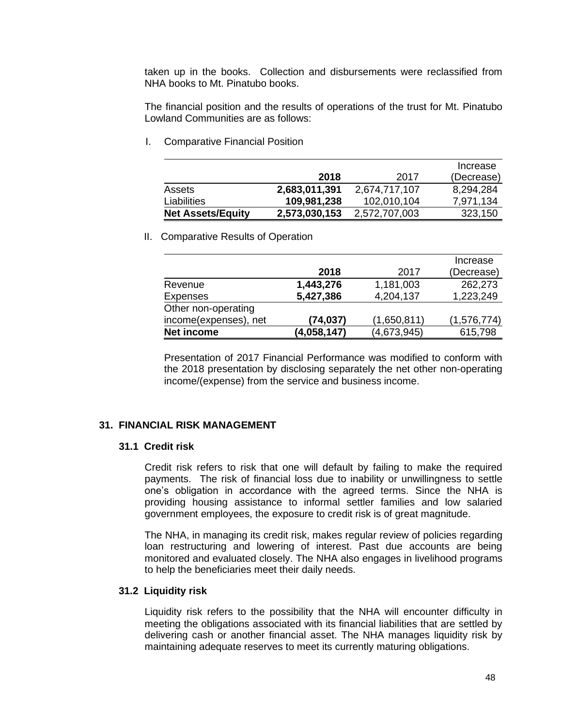taken up in the books. Collection and disbursements were reclassified from NHA books to Mt. Pinatubo books.

The financial position and the results of operations of the trust for Mt. Pinatubo Lowland Communities are as follows:

I. Comparative Financial Position

| | **2018** | 2017 | Increase (Decrease) |
|---|---|---|---|
| Assets | **2,683,011,391** | 2,674,717,107 | 8,294,284 |
| Liabilities | **109,981,238** | 102,010,104 | 7,971,134 |
| **Net Assets/Equity** | **2,573,030,153** | 2,572,707,003 | 323,150 |

II. Comparative Results of Operation

| | **2018** | 2017 | Increase (Decrease) |
|---|---|---|---|
| Revenue | **1,443,276** | 1,181,003 | 262,273 |
| Expenses | **5,427,386** | 4,204,137 | 1,223,249 |
| Other non-operating income(expenses), net | **(74,037)** | (1,650,811) | (1,576,774) |
| **Net income** | **(4,058,147)** | (4,673,945) | 615,798 |

Presentation of 2017 Financial Performance was modified to conform with the 2018 presentation by disclosing separately the net other non-operating income/(expense) from the service and business income.

## 31. FINANCIAL RISK MANAGEMENT

### 31.1 Credit risk

Credit risk refers to risk that one will default by failing to make the required payments. The risk of financial loss due to inability or unwillingness to settle one's obligation in accordance with the agreed terms. Since the NHA is providing housing assistance to informal settler families and low salaried government employees, the exposure to credit risk is of great magnitude.

The NHA, in managing its credit risk, makes regular review of policies regarding loan restructuring and lowering of interest. Past due accounts are being monitored and evaluated closely. The NHA also engages in livelihood programs to help the beneficiaries meet their daily needs.

### 31.2 Liquidity risk

Liquidity risk refers to the possibility that the NHA will encounter difficulty in meeting the obligations associated with its financial liabilities that are settled by delivering cash or another financial asset. The NHA manages liquidity risk by maintaining adequate reserves to meet its currently maturing obligations.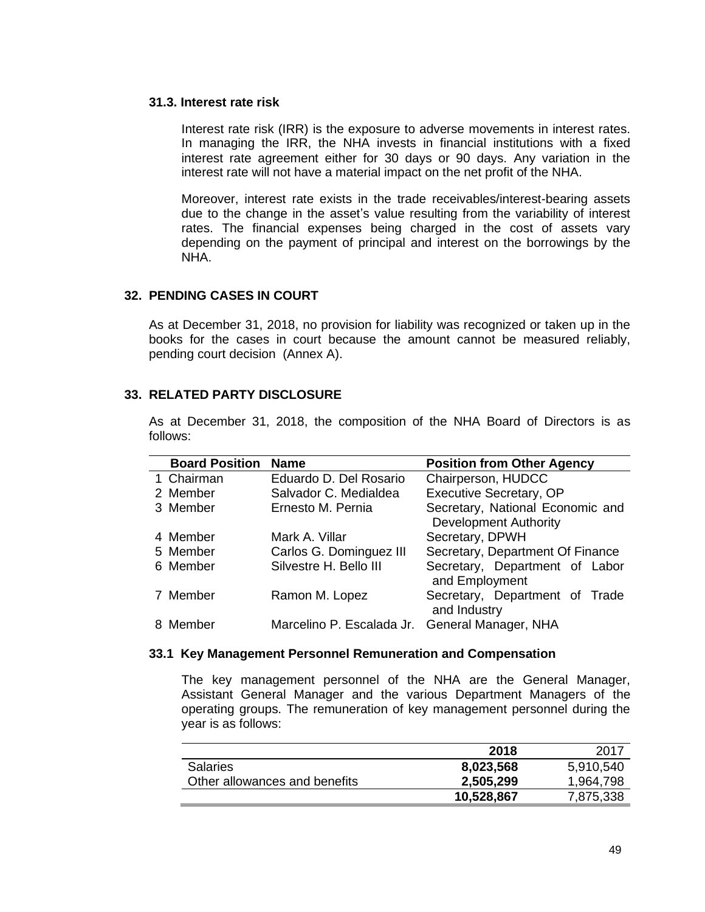### 31.3. Interest rate risk

Interest rate risk (IRR) is the exposure to adverse movements in interest rates. In managing the IRR, the NHA invests in financial institutions with a fixed interest rate agreement either for 30 days or 90 days. Any variation in the interest rate will not have a material impact on the net profit of the NHA.

Moreover, interest rate exists in the trade receivables/interest-bearing assets due to the change in the asset's value resulting from the variability of interest rates. The financial expenses being charged in the cost of assets vary depending on the payment of principal and interest on the borrowings by the NHA.

## 32. PENDING CASES IN COURT

As at December 31, 2018, no provision for liability was recognized or taken up in the books for the cases in court because the amount cannot be measured reliably, pending court decision (Annex A).

## 33. RELATED PARTY DISCLOSURE

As at December 31, 2018, the composition of the NHA Board of Directors is as follows:

| Board Position | Name | Position from Other Agency |
|---|---|---|
| 1 Chairman | Eduardo D. Del Rosario | Chairperson, HUDCC |
| 2 Member | Salvador C. Medialdea | Executive Secretary, OP |
| 3 Member | Ernesto M. Pernia | Secretary, National Economic and Development Authority |
| 4 Member | Mark A. Villar | Secretary, DPWH |
| 5 Member | Carlos G. Dominguez III | Secretary, Department Of Finance |
| 6 Member | Silvestre H. Bello III | Secretary, Department of Labor and Employment |
| 7 Member | Ramon M. Lopez | Secretary, Department of Trade and Industry |
| 8 Member | Marcelino P. Escalada Jr. | General Manager, NHA |

### 33.1 Key Management Personnel Remuneration and Compensation

The key management personnel of the NHA are the General Manager, Assistant General Manager and the various Department Managers of the operating groups. The remuneration of key management personnel during the year is as follows:

| | 2018 | 2017 |
|---|---|---|
| Salaries | **8,023,568** | 5,910,540 |
| Other allowances and benefits | **2,505,299** | 1,964,798 |
| | **10,528,867** | 7,875,338 |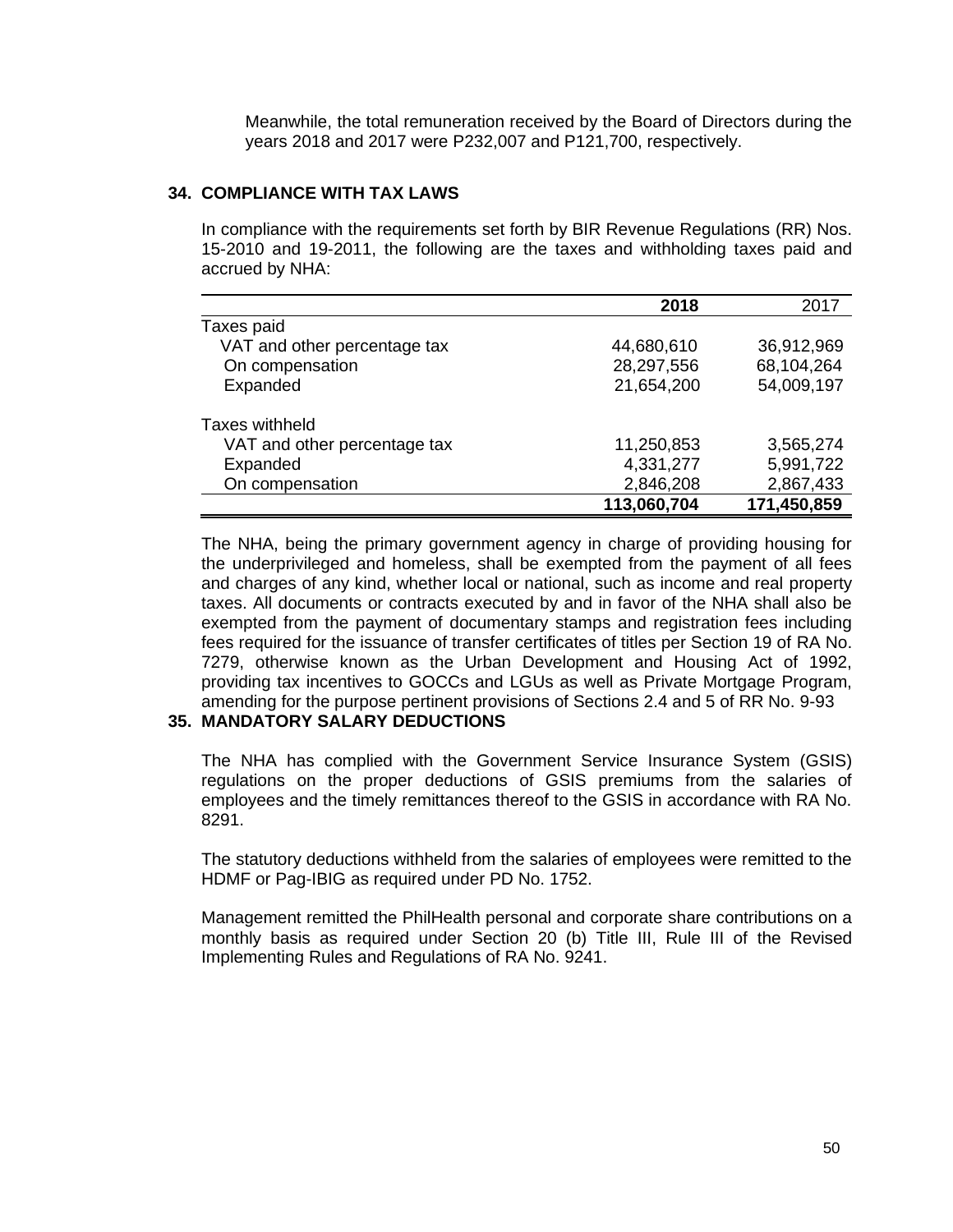Meanwhile, the total remuneration received by the Board of Directors during the years 2018 and 2017 were P232,007 and P121,700, respectively.

## 34. COMPLIANCE WITH TAX LAWS

In compliance with the requirements set forth by BIR Revenue Regulations (RR) Nos. 15-2010 and 19-2011, the following are the taxes and withholding taxes paid and accrued by NHA:

| | **2018** | 2017 |
|---|---|---|
| Taxes paid | | |
| VAT and other percentage tax | 44,680,610 | 36,912,969 |
| On compensation | 28,297,556 | 68,104,264 |
| Expanded | 21,654,200 | 54,009,197 |
| Taxes withheld | | |
| VAT and other percentage tax | 11,250,853 | 3,565,274 |
| Expanded | 4,331,277 | 5,991,722 |
| On compensation | 2,846,208 | 2,867,433 |
| | **113,060,704** | **171,450,859** |

The NHA, being the primary government agency in charge of providing housing for the underprivileged and homeless, shall be exempted from the payment of all fees and charges of any kind, whether local or national, such as income and real property taxes. All documents or contracts executed by and in favor of the NHA shall also be exempted from the payment of documentary stamps and registration fees including fees required for the issuance of transfer certificates of titles per Section 19 of RA No. 7279, otherwise known as the Urban Development and Housing Act of 1992, providing tax incentives to GOCCs and LGUs as well as Private Mortgage Program, amending for the purpose pertinent provisions of Sections 2.4 and 5 of RR No. 9-93

## 35. MANDATORY SALARY DEDUCTIONS

The NHA has complied with the Government Service Insurance System (GSIS) regulations on the proper deductions of GSIS premiums from the salaries of employees and the timely remittances thereof to the GSIS in accordance with RA No. 8291.

The statutory deductions withheld from the salaries of employees were remitted to the HDMF or Pag-IBIG as required under PD No. 1752.

Management remitted the PhilHealth personal and corporate share contributions on a monthly basis as required under Section 20 (b) Title III, Rule III of the Revised Implementing Rules and Regulations of RA No. 9241.